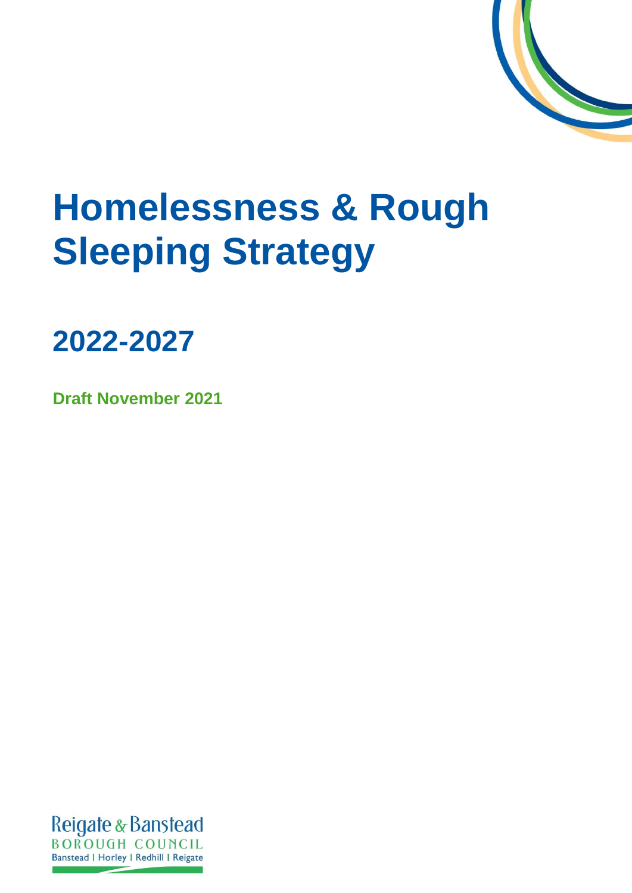# Homelessness & Rough Sleeping Strategy

## 2022-2027

**Draft November 2021**

Reigate & Banstead
BOROUGH COUNCIL
Banstead | Horley | Redhill | Reigate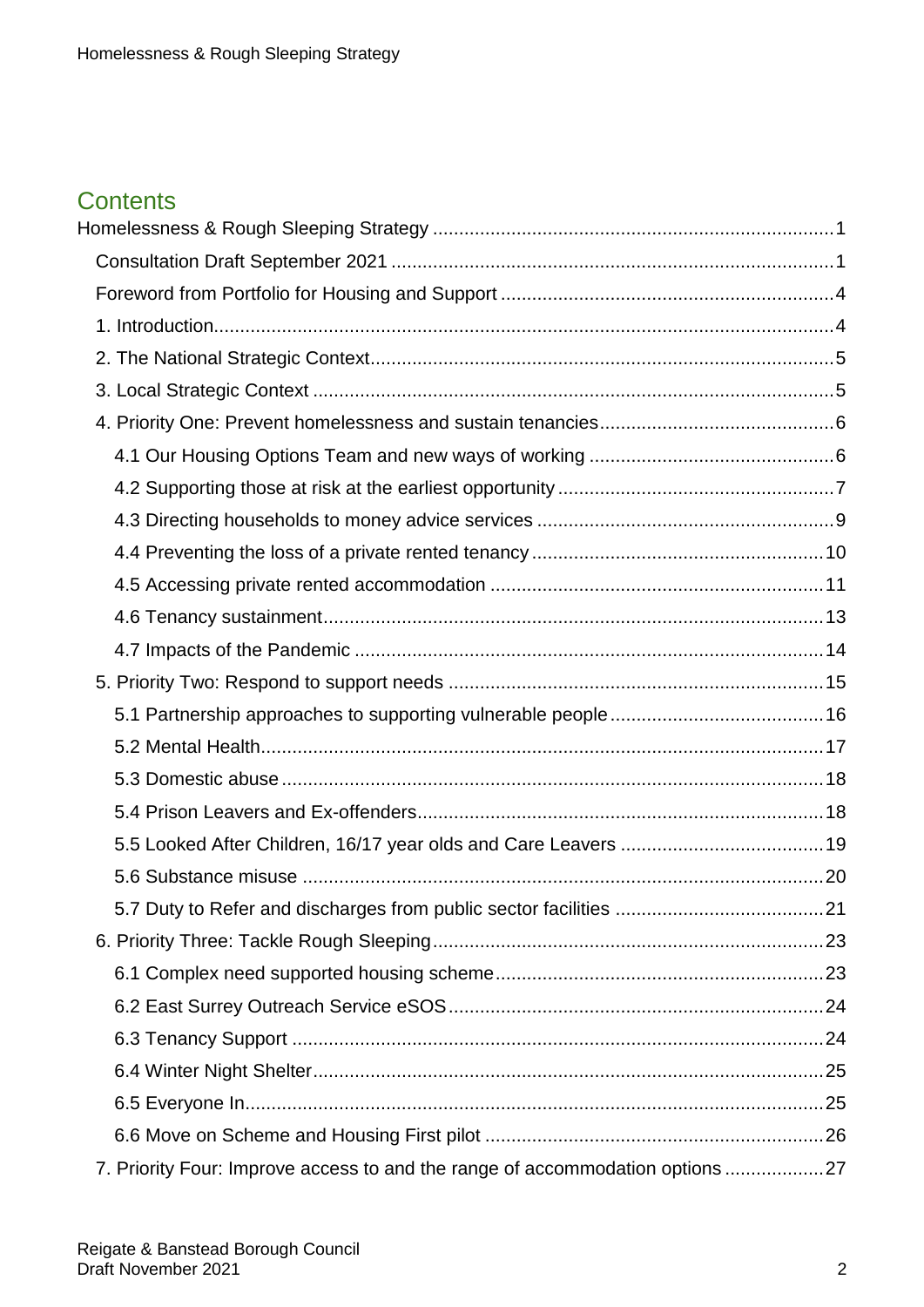## Contents

- Homelessness & Rough Sleeping Strategy ..... 1
  - Consultation Draft September 2021 ..... 1
  - Foreword from Portfolio for Housing and Support ..... 4
  - 1. Introduction ..... 4
  - 2. The National Strategic Context ..... 5
  - 3. Local Strategic Context ..... 5
  - 4. Priority One: Prevent homelessness and sustain tenancies ..... 6
    - 4.1 Our Housing Options Team and new ways of working ..... 6
    - 4.2 Supporting those at risk at the earliest opportunity ..... 7
    - 4.3 Directing households to money advice services ..... 9
    - 4.4 Preventing the loss of a private rented tenancy ..... 10
    - 4.5 Accessing private rented accommodation ..... 11
    - 4.6 Tenancy sustainment ..... 13
    - 4.7 Impacts of the Pandemic ..... 14
  - 5. Priority Two: Respond to support needs ..... 15
    - 5.1 Partnership approaches to supporting vulnerable people ..... 16
    - 5.2 Mental Health ..... 17
    - 5.3 Domestic abuse ..... 18
    - 5.4 Prison Leavers and Ex-offenders ..... 18
    - 5.5 Looked After Children, 16/17 year olds and Care Leavers ..... 19
    - 5.6 Substance misuse ..... 20
    - 5.7 Duty to Refer and discharges from public sector facilities ..... 21
  - 6. Priority Three: Tackle Rough Sleeping ..... 23
    - 6.1 Complex need supported housing scheme ..... 23
    - 6.2 East Surrey Outreach Service eSOS ..... 24
    - 6.3 Tenancy Support ..... 24
    - 6.4 Winter Night Shelter ..... 25
    - 6.5 Everyone In ..... 25
    - 6.6 Move on Scheme and Housing First pilot ..... 26
  - 7. Priority Four: Improve access to and the range of accommodation options ..... 27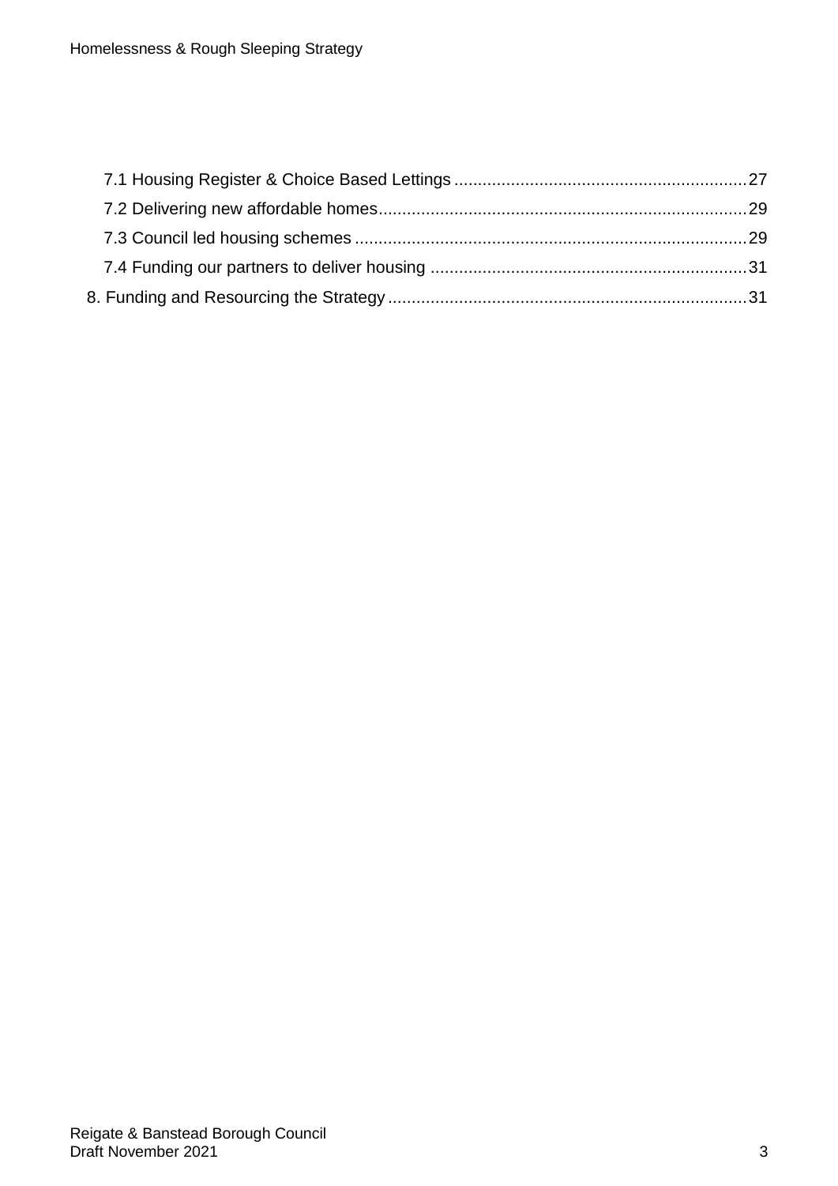- 7.1 Housing Register & Choice Based Lettings ........................................................... 27
- 7.2 Delivering new affordable homes........................................................................ 29
- 7.3 Council led housing schemes .............................................................................. 29
- 7.4 Funding our partners to deliver housing .............................................................. 31

8. Funding and Resourcing the Strategy ........................................................................ 31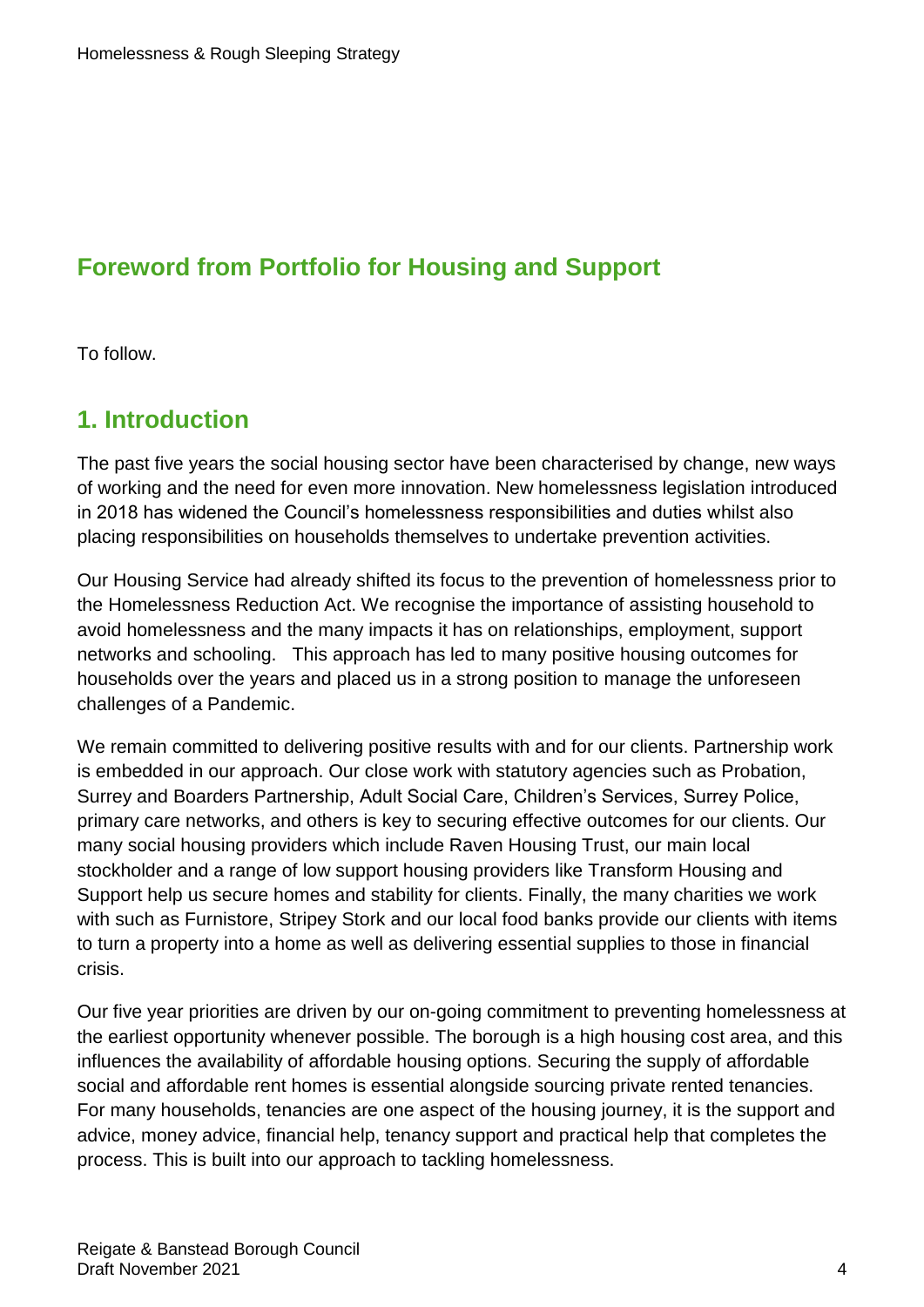## Foreword from Portfolio for Housing and Support

To follow.

## 1. Introduction

The past five years the social housing sector have been characterised by change, new ways of working and the need for even more innovation. New homelessness legislation introduced in 2018 has widened the Council's homelessness responsibilities and duties whilst also placing responsibilities on households themselves to undertake prevention activities.

Our Housing Service had already shifted its focus to the prevention of homelessness prior to the Homelessness Reduction Act. We recognise the importance of assisting household to avoid homelessness and the many impacts it has on relationships, employment, support networks and schooling. This approach has led to many positive housing outcomes for households over the years and placed us in a strong position to manage the unforeseen challenges of a Pandemic.

We remain committed to delivering positive results with and for our clients. Partnership work is embedded in our approach. Our close work with statutory agencies such as Probation, Surrey and Boarders Partnership, Adult Social Care, Children's Services, Surrey Police, primary care networks, and others is key to securing effective outcomes for our clients. Our many social housing providers which include Raven Housing Trust, our main local stockholder and a range of low support housing providers like Transform Housing and Support help us secure homes and stability for clients. Finally, the many charities we work with such as Furnistore, Stripey Stork and our local food banks provide our clients with items to turn a property into a home as well as delivering essential supplies to those in financial crisis.

Our five year priorities are driven by our on-going commitment to preventing homelessness at the earliest opportunity whenever possible. The borough is a high housing cost area, and this influences the availability of affordable housing options. Securing the supply of affordable social and affordable rent homes is essential alongside sourcing private rented tenancies. For many households, tenancies are one aspect of the housing journey, it is the support and advice, money advice, financial help, tenancy support and practical help that completes the process. This is built into our approach to tackling homelessness.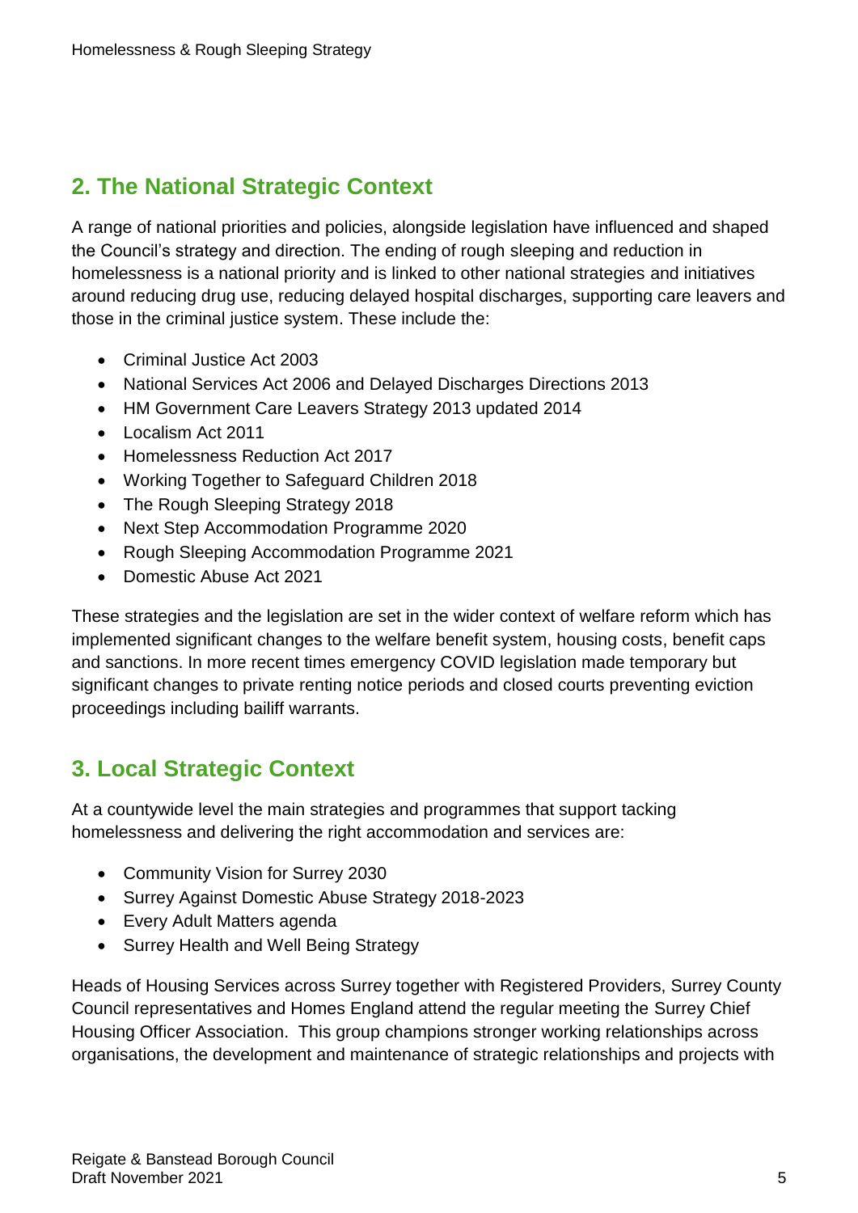## 2. The National Strategic Context

A range of national priorities and policies, alongside legislation have influenced and shaped the Council's strategy and direction. The ending of rough sleeping and reduction in homelessness is a national priority and is linked to other national strategies and initiatives around reducing drug use, reducing delayed hospital discharges, supporting care leavers and those in the criminal justice system. These include the:

- Criminal Justice Act 2003
- National Services Act 2006 and Delayed Discharges Directions 2013
- HM Government Care Leavers Strategy 2013 updated 2014
- Localism Act 2011
- Homelessness Reduction Act 2017
- Working Together to Safeguard Children 2018
- The Rough Sleeping Strategy 2018
- Next Step Accommodation Programme 2020
- Rough Sleeping Accommodation Programme 2021
- Domestic Abuse Act 2021

These strategies and the legislation are set in the wider context of welfare reform which has implemented significant changes to the welfare benefit system, housing costs, benefit caps and sanctions. In more recent times emergency COVID legislation made temporary but significant changes to private renting notice periods and closed courts preventing eviction proceedings including bailiff warrants.

## 3. Local Strategic Context

At a countywide level the main strategies and programmes that support tacking homelessness and delivering the right accommodation and services are:

- Community Vision for Surrey 2030
- Surrey Against Domestic Abuse Strategy 2018-2023
- Every Adult Matters agenda
- Surrey Health and Well Being Strategy

Heads of Housing Services across Surrey together with Registered Providers, Surrey County Council representatives and Homes England attend the regular meeting the Surrey Chief Housing Officer Association. This group champions stronger working relationships across organisations, the development and maintenance of strategic relationships and projects with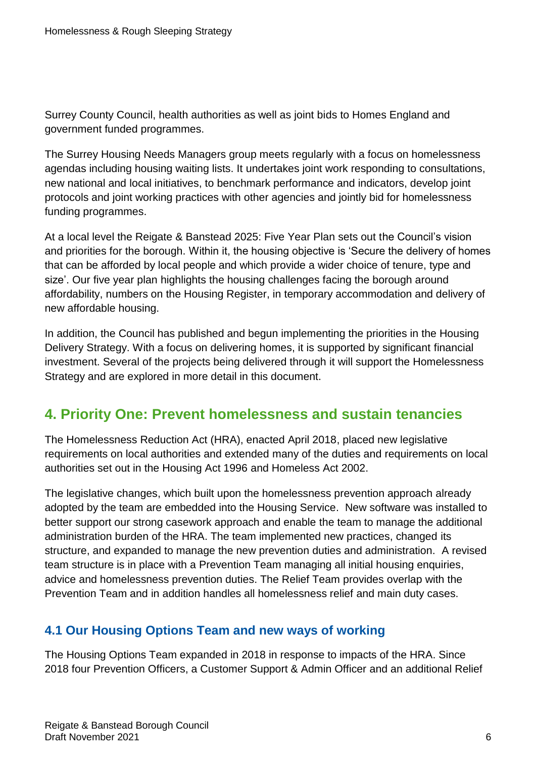Surrey County Council, health authorities as well as joint bids to Homes England and government funded programmes.

The Surrey Housing Needs Managers group meets regularly with a focus on homelessness agendas including housing waiting lists. It undertakes joint work responding to consultations, new national and local initiatives, to benchmark performance and indicators, develop joint protocols and joint working practices with other agencies and jointly bid for homelessness funding programmes.

At a local level the Reigate & Banstead 2025: Five Year Plan sets out the Council's vision and priorities for the borough. Within it, the housing objective is 'Secure the delivery of homes that can be afforded by local people and which provide a wider choice of tenure, type and size'. Our five year plan highlights the housing challenges facing the borough around affordability, numbers on the Housing Register, in temporary accommodation and delivery of new affordable housing.

In addition, the Council has published and begun implementing the priorities in the Housing Delivery Strategy. With a focus on delivering homes, it is supported by significant financial investment. Several of the projects being delivered through it will support the Homelessness Strategy and are explored in more detail in this document.

## 4. Priority One: Prevent homelessness and sustain tenancies

The Homelessness Reduction Act (HRA), enacted April 2018, placed new legislative requirements on local authorities and extended many of the duties and requirements on local authorities set out in the Housing Act 1996 and Homeless Act 2002.

The legislative changes, which built upon the homelessness prevention approach already adopted by the team are embedded into the Housing Service. New software was installed to better support our strong casework approach and enable the team to manage the additional administration burden of the HRA. The team implemented new practices, changed its structure, and expanded to manage the new prevention duties and administration. A revised team structure is in place with a Prevention Team managing all initial housing enquiries, advice and homelessness prevention duties. The Relief Team provides overlap with the Prevention Team and in addition handles all homelessness relief and main duty cases.

### 4.1 Our Housing Options Team and new ways of working

The Housing Options Team expanded in 2018 in response to impacts of the HRA. Since 2018 four Prevention Officers, a Customer Support & Admin Officer and an additional Relief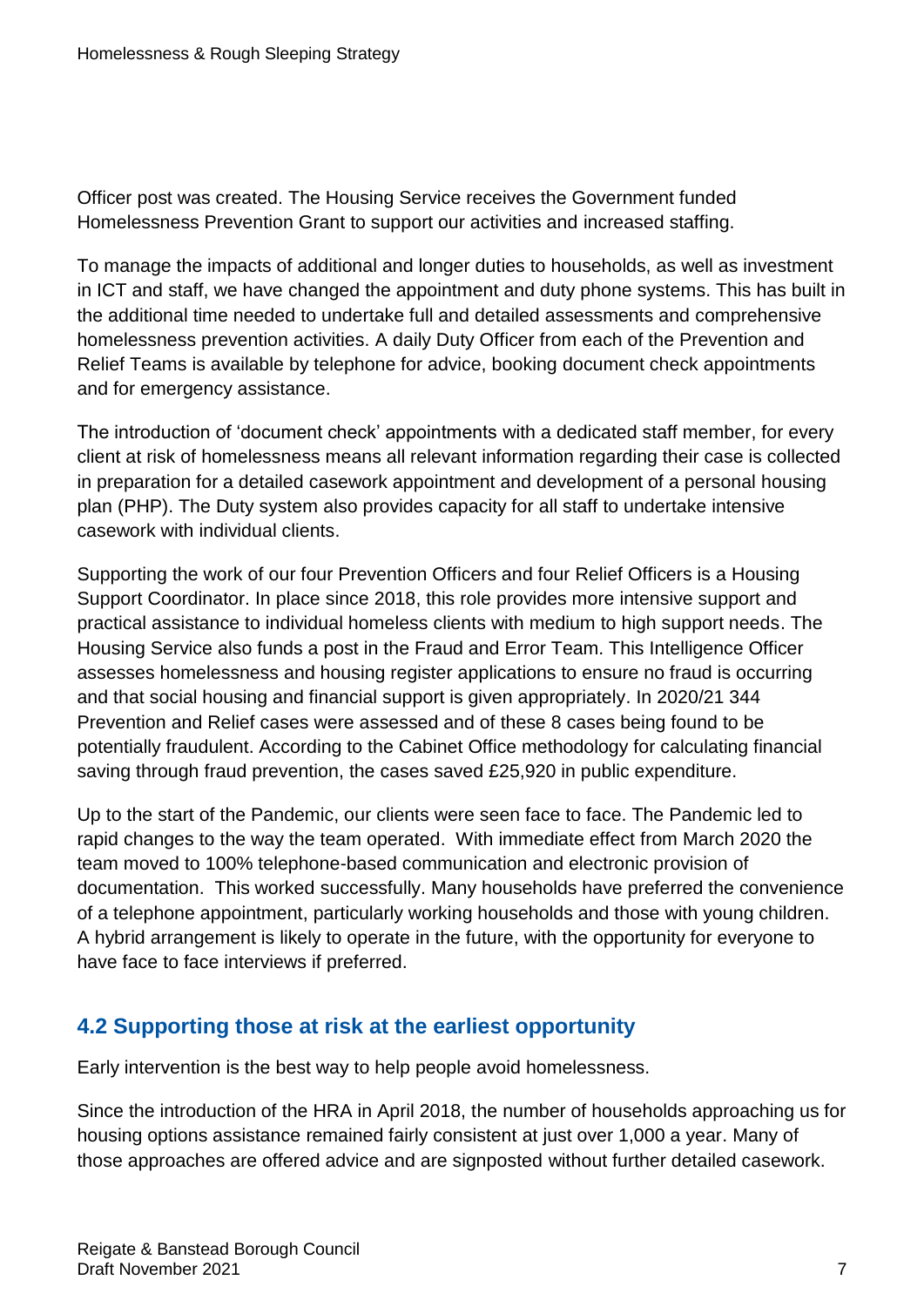Officer post was created. The Housing Service receives the Government funded Homelessness Prevention Grant to support our activities and increased staffing.

To manage the impacts of additional and longer duties to households, as well as investment in ICT and staff, we have changed the appointment and duty phone systems. This has built in the additional time needed to undertake full and detailed assessments and comprehensive homelessness prevention activities. A daily Duty Officer from each of the Prevention and Relief Teams is available by telephone for advice, booking document check appointments and for emergency assistance.

The introduction of 'document check' appointments with a dedicated staff member, for every client at risk of homelessness means all relevant information regarding their case is collected in preparation for a detailed casework appointment and development of a personal housing plan (PHP). The Duty system also provides capacity for all staff to undertake intensive casework with individual clients.

Supporting the work of our four Prevention Officers and four Relief Officers is a Housing Support Coordinator. In place since 2018, this role provides more intensive support and practical assistance to individual homeless clients with medium to high support needs. The Housing Service also funds a post in the Fraud and Error Team. This Intelligence Officer assesses homelessness and housing register applications to ensure no fraud is occurring and that social housing and financial support is given appropriately. In 2020/21 344 Prevention and Relief cases were assessed and of these 8 cases being found to be potentially fraudulent. According to the Cabinet Office methodology for calculating financial saving through fraud prevention, the cases saved £25,920 in public expenditure.

Up to the start of the Pandemic, our clients were seen face to face. The Pandemic led to rapid changes to the way the team operated. With immediate effect from March 2020 the team moved to 100% telephone-based communication and electronic provision of documentation. This worked successfully. Many households have preferred the convenience of a telephone appointment, particularly working households and those with young children. A hybrid arrangement is likely to operate in the future, with the opportunity for everyone to have face to face interviews if preferred.

## 4.2 Supporting those at risk at the earliest opportunity

Early intervention is the best way to help people avoid homelessness.

Since the introduction of the HRA in April 2018, the number of households approaching us for housing options assistance remained fairly consistent at just over 1,000 a year. Many of those approaches are offered advice and are signposted without further detailed casework.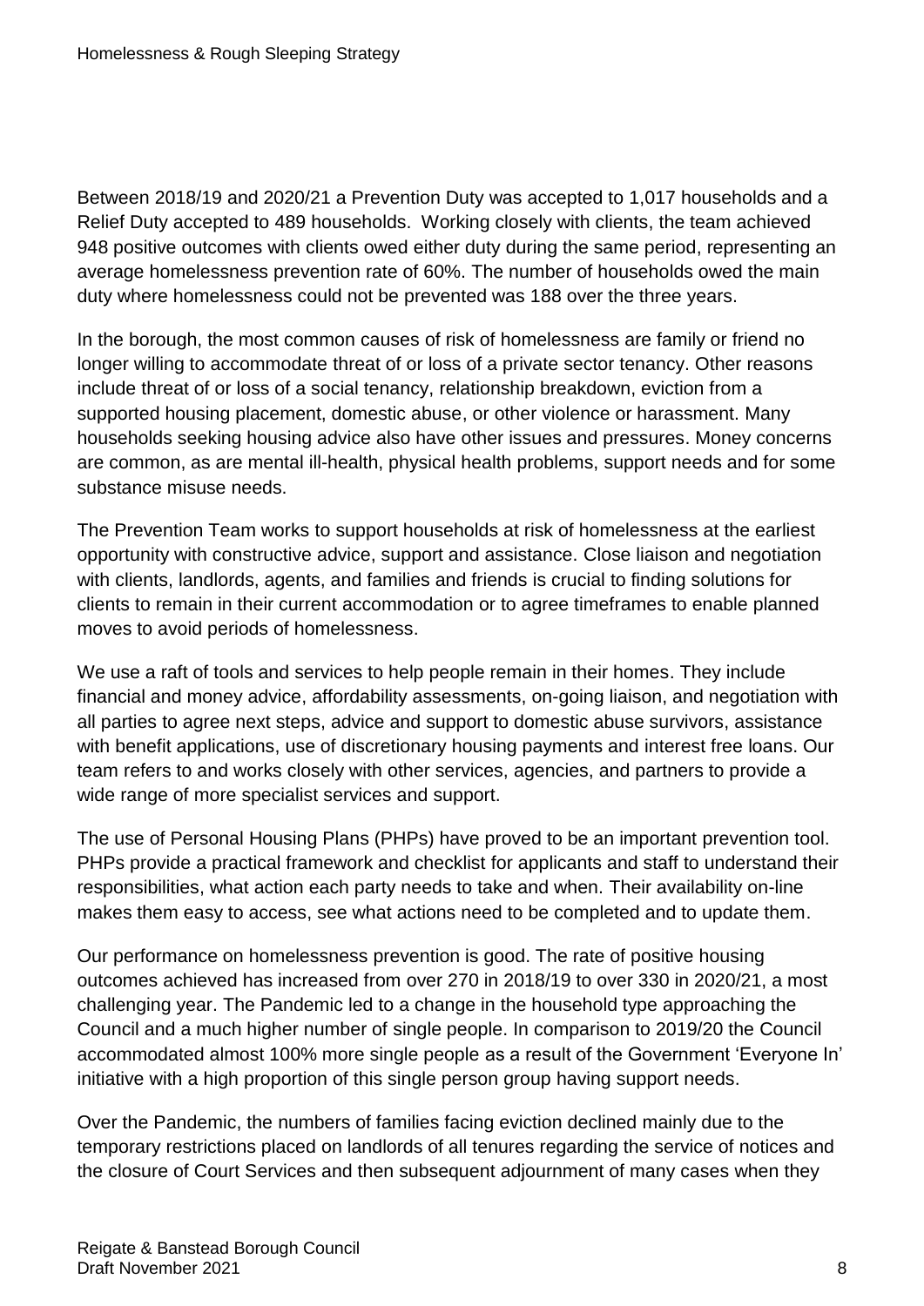Between 2018/19 and 2020/21 a Prevention Duty was accepted to 1,017 households and a Relief Duty accepted to 489 households. Working closely with clients, the team achieved 948 positive outcomes with clients owed either duty during the same period, representing an average homelessness prevention rate of 60%. The number of households owed the main duty where homelessness could not be prevented was 188 over the three years.

In the borough, the most common causes of risk of homelessness are family or friend no longer willing to accommodate threat of or loss of a private sector tenancy. Other reasons include threat of or loss of a social tenancy, relationship breakdown, eviction from a supported housing placement, domestic abuse, or other violence or harassment. Many households seeking housing advice also have other issues and pressures. Money concerns are common, as are mental ill-health, physical health problems, support needs and for some substance misuse needs.

The Prevention Team works to support households at risk of homelessness at the earliest opportunity with constructive advice, support and assistance. Close liaison and negotiation with clients, landlords, agents, and families and friends is crucial to finding solutions for clients to remain in their current accommodation or to agree timeframes to enable planned moves to avoid periods of homelessness.

We use a raft of tools and services to help people remain in their homes. They include financial and money advice, affordability assessments, on-going liaison, and negotiation with all parties to agree next steps, advice and support to domestic abuse survivors, assistance with benefit applications, use of discretionary housing payments and interest free loans. Our team refers to and works closely with other services, agencies, and partners to provide a wide range of more specialist services and support.

The use of Personal Housing Plans (PHPs) have proved to be an important prevention tool. PHPs provide a practical framework and checklist for applicants and staff to understand their responsibilities, what action each party needs to take and when. Their availability on-line makes them easy to access, see what actions need to be completed and to update them.

Our performance on homelessness prevention is good. The rate of positive housing outcomes achieved has increased from over 270 in 2018/19 to over 330 in 2020/21, a most challenging year. The Pandemic led to a change in the household type approaching the Council and a much higher number of single people. In comparison to 2019/20 the Council accommodated almost 100% more single people as a result of the Government 'Everyone In' initiative with a high proportion of this single person group having support needs.

Over the Pandemic, the numbers of families facing eviction declined mainly due to the temporary restrictions placed on landlords of all tenures regarding the service of notices and the closure of Court Services and then subsequent adjournment of many cases when they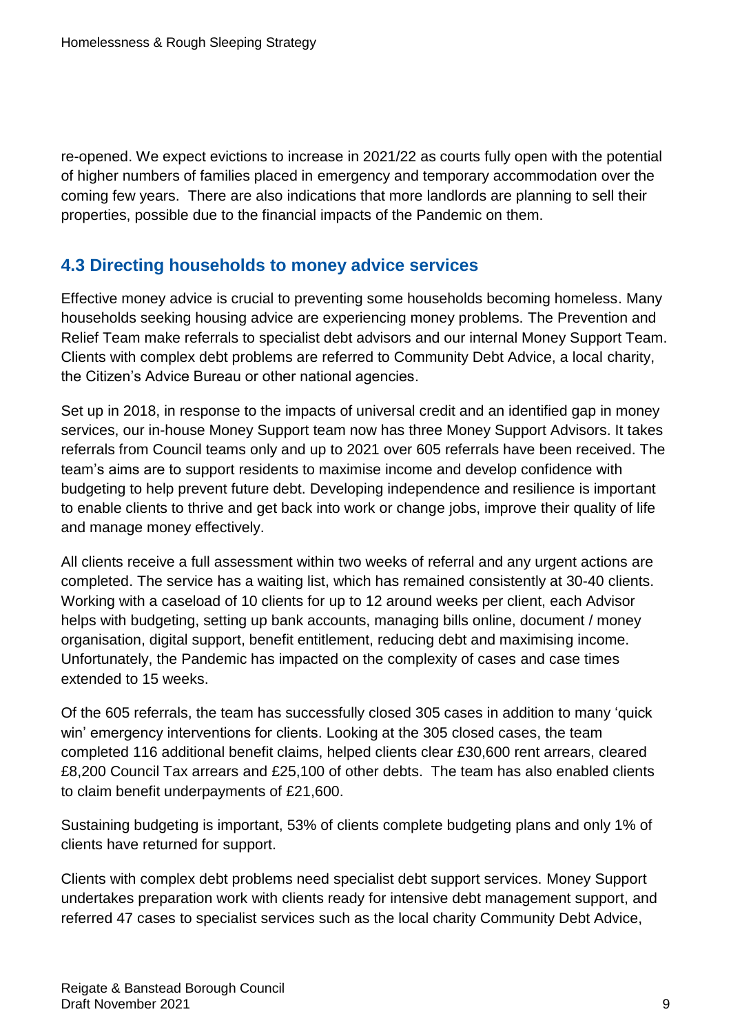re-opened. We expect evictions to increase in 2021/22 as courts fully open with the potential of higher numbers of families placed in emergency and temporary accommodation over the coming few years. There are also indications that more landlords are planning to sell their properties, possible due to the financial impacts of the Pandemic on them.

## 4.3 Directing households to money advice services

Effective money advice is crucial to preventing some households becoming homeless. Many households seeking housing advice are experiencing money problems. The Prevention and Relief Team make referrals to specialist debt advisors and our internal Money Support Team. Clients with complex debt problems are referred to Community Debt Advice, a local charity, the Citizen's Advice Bureau or other national agencies.

Set up in 2018, in response to the impacts of universal credit and an identified gap in money services, our in-house Money Support team now has three Money Support Advisors. It takes referrals from Council teams only and up to 2021 over 605 referrals have been received. The team's aims are to support residents to maximise income and develop confidence with budgeting to help prevent future debt. Developing independence and resilience is important to enable clients to thrive and get back into work or change jobs, improve their quality of life and manage money effectively.

All clients receive a full assessment within two weeks of referral and any urgent actions are completed. The service has a waiting list, which has remained consistently at 30-40 clients. Working with a caseload of 10 clients for up to 12 around weeks per client, each Advisor helps with budgeting, setting up bank accounts, managing bills online, document / money organisation, digital support, benefit entitlement, reducing debt and maximising income. Unfortunately, the Pandemic has impacted on the complexity of cases and case times extended to 15 weeks.

Of the 605 referrals, the team has successfully closed 305 cases in addition to many 'quick win' emergency interventions for clients. Looking at the 305 closed cases, the team completed 116 additional benefit claims, helped clients clear £30,600 rent arrears, cleared £8,200 Council Tax arrears and £25,100 of other debts. The team has also enabled clients to claim benefit underpayments of £21,600.

Sustaining budgeting is important, 53% of clients complete budgeting plans and only 1% of clients have returned for support.

Clients with complex debt problems need specialist debt support services. Money Support undertakes preparation work with clients ready for intensive debt management support, and referred 47 cases to specialist services such as the local charity Community Debt Advice,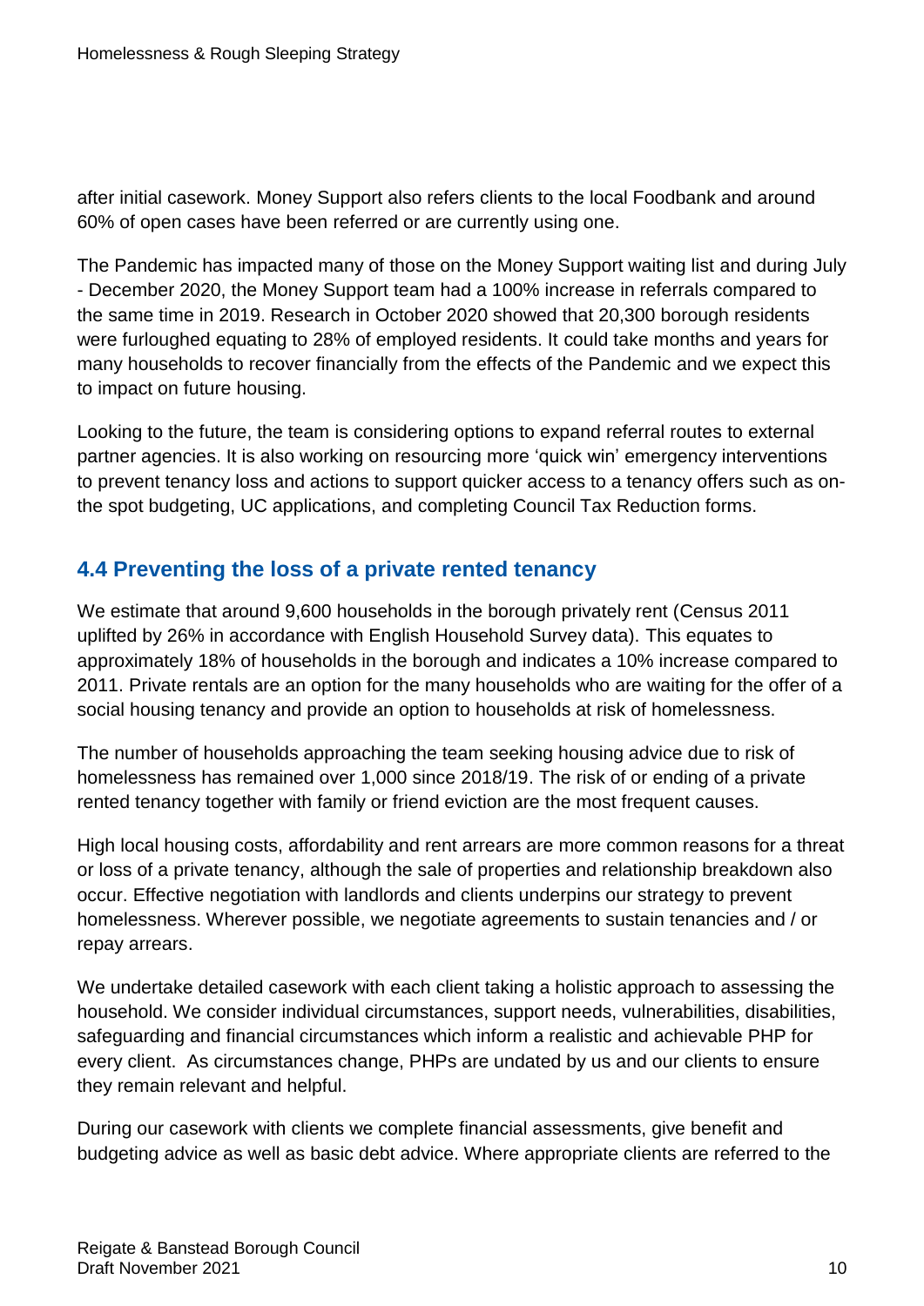after initial casework. Money Support also refers clients to the local Foodbank and around 60% of open cases have been referred or are currently using one.

The Pandemic has impacted many of those on the Money Support waiting list and during July - December 2020, the Money Support team had a 100% increase in referrals compared to the same time in 2019. Research in October 2020 showed that 20,300 borough residents were furloughed equating to 28% of employed residents. It could take months and years for many households to recover financially from the effects of the Pandemic and we expect this to impact on future housing.

Looking to the future, the team is considering options to expand referral routes to external partner agencies. It is also working on resourcing more 'quick win' emergency interventions to prevent tenancy loss and actions to support quicker access to a tenancy offers such as on-the spot budgeting, UC applications, and completing Council Tax Reduction forms.

## 4.4 Preventing the loss of a private rented tenancy

We estimate that around 9,600 households in the borough privately rent (Census 2011 uplifted by 26% in accordance with English Household Survey data). This equates to approximately 18% of households in the borough and indicates a 10% increase compared to 2011. Private rentals are an option for the many households who are waiting for the offer of a social housing tenancy and provide an option to households at risk of homelessness.

The number of households approaching the team seeking housing advice due to risk of homelessness has remained over 1,000 since 2018/19. The risk of or ending of a private rented tenancy together with family or friend eviction are the most frequent causes.

High local housing costs, affordability and rent arrears are more common reasons for a threat or loss of a private tenancy, although the sale of properties and relationship breakdown also occur. Effective negotiation with landlords and clients underpins our strategy to prevent homelessness. Wherever possible, we negotiate agreements to sustain tenancies and / or repay arrears.

We undertake detailed casework with each client taking a holistic approach to assessing the household. We consider individual circumstances, support needs, vulnerabilities, disabilities, safeguarding and financial circumstances which inform a realistic and achievable PHP for every client. As circumstances change, PHPs are undated by us and our clients to ensure they remain relevant and helpful.

During our casework with clients we complete financial assessments, give benefit and budgeting advice as well as basic debt advice. Where appropriate clients are referred to the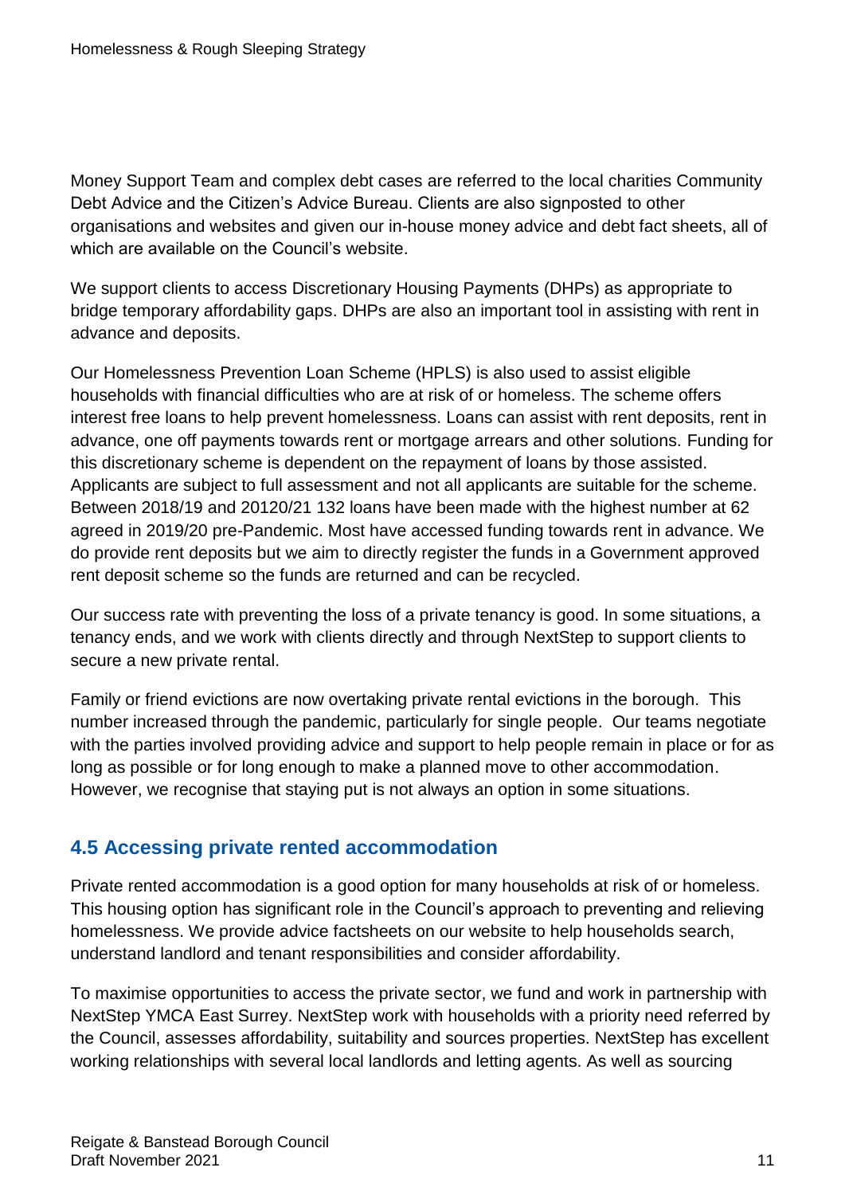Money Support Team and complex debt cases are referred to the local charities Community Debt Advice and the Citizen's Advice Bureau. Clients are also signposted to other organisations and websites and given our in-house money advice and debt fact sheets, all of which are available on the Council's website.

We support clients to access Discretionary Housing Payments (DHPs) as appropriate to bridge temporary affordability gaps. DHPs are also an important tool in assisting with rent in advance and deposits.

Our Homelessness Prevention Loan Scheme (HPLS) is also used to assist eligible households with financial difficulties who are at risk of or homeless. The scheme offers interest free loans to help prevent homelessness. Loans can assist with rent deposits, rent in advance, one off payments towards rent or mortgage arrears and other solutions. Funding for this discretionary scheme is dependent on the repayment of loans by those assisted. Applicants are subject to full assessment and not all applicants are suitable for the scheme. Between 2018/19 and 20120/21 132 loans have been made with the highest number at 62 agreed in 2019/20 pre-Pandemic. Most have accessed funding towards rent in advance. We do provide rent deposits but we aim to directly register the funds in a Government approved rent deposit scheme so the funds are returned and can be recycled.

Our success rate with preventing the loss of a private tenancy is good. In some situations, a tenancy ends, and we work with clients directly and through NextStep to support clients to secure a new private rental.

Family or friend evictions are now overtaking private rental evictions in the borough. This number increased through the pandemic, particularly for single people. Our teams negotiate with the parties involved providing advice and support to help people remain in place or for as long as possible or for long enough to make a planned move to other accommodation. However, we recognise that staying put is not always an option in some situations.

## 4.5 Accessing private rented accommodation

Private rented accommodation is a good option for many households at risk of or homeless. This housing option has significant role in the Council's approach to preventing and relieving homelessness. We provide advice factsheets on our website to help households search, understand landlord and tenant responsibilities and consider affordability.

To maximise opportunities to access the private sector, we fund and work in partnership with NextStep YMCA East Surrey. NextStep work with households with a priority need referred by the Council, assesses affordability, suitability and sources properties. NextStep has excellent working relationships with several local landlords and letting agents. As well as sourcing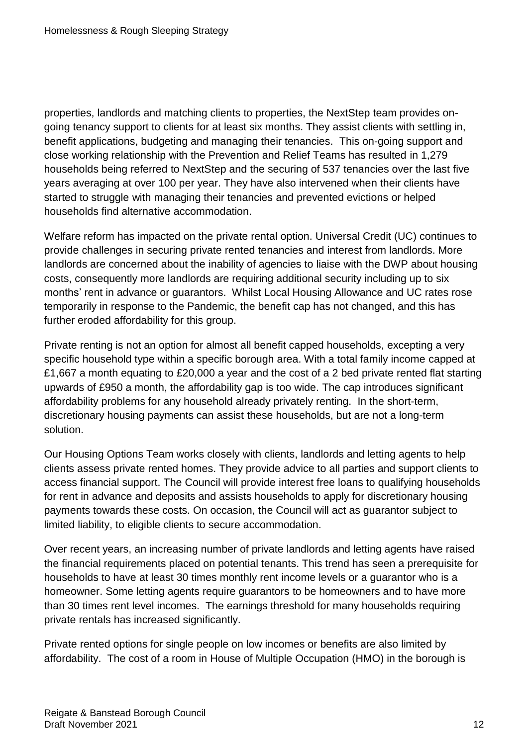properties, landlords and matching clients to properties, the NextStep team provides on-going tenancy support to clients for at least six months. They assist clients with settling in, benefit applications, budgeting and managing their tenancies. This on-going support and close working relationship with the Prevention and Relief Teams has resulted in 1,279 households being referred to NextStep and the securing of 537 tenancies over the last five years averaging at over 100 per year. They have also intervened when their clients have started to struggle with managing their tenancies and prevented evictions or helped households find alternative accommodation.

Welfare reform has impacted on the private rental option. Universal Credit (UC) continues to provide challenges in securing private rented tenancies and interest from landlords. More landlords are concerned about the inability of agencies to liaise with the DWP about housing costs, consequently more landlords are requiring additional security including up to six months' rent in advance or guarantors. Whilst Local Housing Allowance and UC rates rose temporarily in response to the Pandemic, the benefit cap has not changed, and this has further eroded affordability for this group.

Private renting is not an option for almost all benefit capped households, excepting a very specific household type within a specific borough area. With a total family income capped at £1,667 a month equating to £20,000 a year and the cost of a 2 bed private rented flat starting upwards of £950 a month, the affordability gap is too wide. The cap introduces significant affordability problems for any household already privately renting. In the short-term, discretionary housing payments can assist these households, but are not a long-term solution.

Our Housing Options Team works closely with clients, landlords and letting agents to help clients assess private rented homes. They provide advice to all parties and support clients to access financial support. The Council will provide interest free loans to qualifying households for rent in advance and deposits and assists households to apply for discretionary housing payments towards these costs. On occasion, the Council will act as guarantor subject to limited liability, to eligible clients to secure accommodation.

Over recent years, an increasing number of private landlords and letting agents have raised the financial requirements placed on potential tenants. This trend has seen a prerequisite for households to have at least 30 times monthly rent income levels or a guarantor who is a homeowner. Some letting agents require guarantors to be homeowners and to have more than 30 times rent level incomes. The earnings threshold for many households requiring private rentals has increased significantly.

Private rented options for single people on low incomes or benefits are also limited by affordability. The cost of a room in House of Multiple Occupation (HMO) in the borough is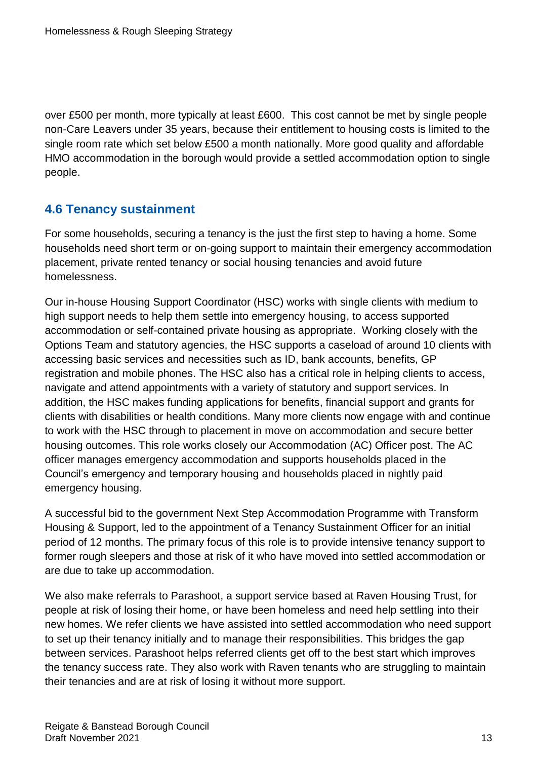over £500 per month, more typically at least £600. This cost cannot be met by single people non-Care Leavers under 35 years, because their entitlement to housing costs is limited to the single room rate which set below £500 a month nationally. More good quality and affordable HMO accommodation in the borough would provide a settled accommodation option to single people.

## 4.6 Tenancy sustainment

For some households, securing a tenancy is the just the first step to having a home. Some households need short term or on-going support to maintain their emergency accommodation placement, private rented tenancy or social housing tenancies and avoid future homelessness.

Our in-house Housing Support Coordinator (HSC) works with single clients with medium to high support needs to help them settle into emergency housing, to access supported accommodation or self-contained private housing as appropriate. Working closely with the Options Team and statutory agencies, the HSC supports a caseload of around 10 clients with accessing basic services and necessities such as ID, bank accounts, benefits, GP registration and mobile phones. The HSC also has a critical role in helping clients to access, navigate and attend appointments with a variety of statutory and support services. In addition, the HSC makes funding applications for benefits, financial support and grants for clients with disabilities or health conditions. Many more clients now engage with and continue to work with the HSC through to placement in move on accommodation and secure better housing outcomes. This role works closely our Accommodation (AC) Officer post. The AC officer manages emergency accommodation and supports households placed in the Council's emergency and temporary housing and households placed in nightly paid emergency housing.

A successful bid to the government Next Step Accommodation Programme with Transform Housing & Support, led to the appointment of a Tenancy Sustainment Officer for an initial period of 12 months. The primary focus of this role is to provide intensive tenancy support to former rough sleepers and those at risk of it who have moved into settled accommodation or are due to take up accommodation.

We also make referrals to Parashoot, a support service based at Raven Housing Trust, for people at risk of losing their home, or have been homeless and need help settling into their new homes. We refer clients we have assisted into settled accommodation who need support to set up their tenancy initially and to manage their responsibilities. This bridges the gap between services. Parashoot helps referred clients get off to the best start which improves the tenancy success rate. They also work with Raven tenants who are struggling to maintain their tenancies and are at risk of losing it without more support.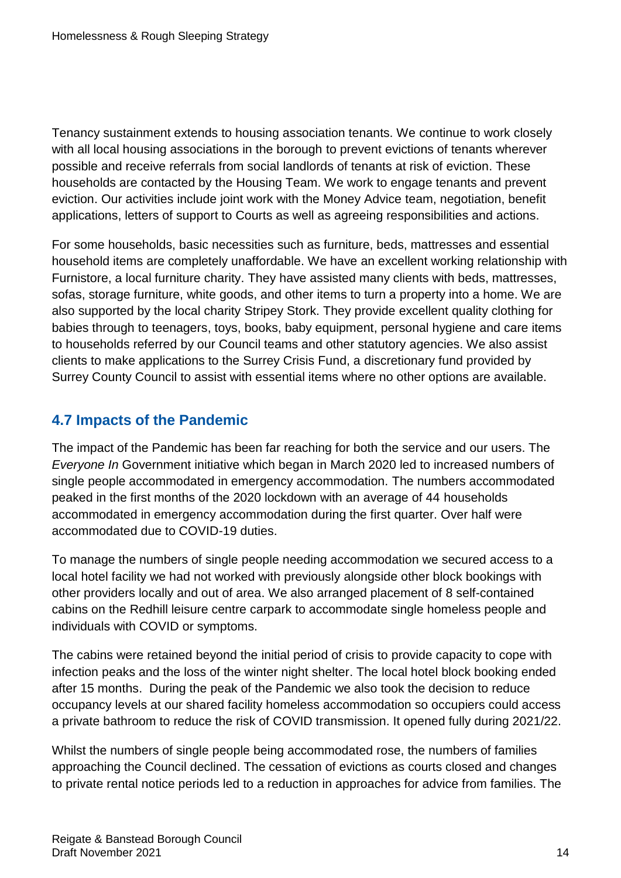Tenancy sustainment extends to housing association tenants. We continue to work closely with all local housing associations in the borough to prevent evictions of tenants wherever possible and receive referrals from social landlords of tenants at risk of eviction. These households are contacted by the Housing Team. We work to engage tenants and prevent eviction. Our activities include joint work with the Money Advice team, negotiation, benefit applications, letters of support to Courts as well as agreeing responsibilities and actions.

For some households, basic necessities such as furniture, beds, mattresses and essential household items are completely unaffordable. We have an excellent working relationship with Furnistore, a local furniture charity. They have assisted many clients with beds, mattresses, sofas, storage furniture, white goods, and other items to turn a property into a home. We are also supported by the local charity Stripey Stork. They provide excellent quality clothing for babies through to teenagers, toys, books, baby equipment, personal hygiene and care items to households referred by our Council teams and other statutory agencies. We also assist clients to make applications to the Surrey Crisis Fund, a discretionary fund provided by Surrey County Council to assist with essential items where no other options are available.

## 4.7 Impacts of the Pandemic

The impact of the Pandemic has been far reaching for both the service and our users. The *Everyone In* Government initiative which began in March 2020 led to increased numbers of single people accommodated in emergency accommodation. The numbers accommodated peaked in the first months of the 2020 lockdown with an average of 44 households accommodated in emergency accommodation during the first quarter. Over half were accommodated due to COVID-19 duties.

To manage the numbers of single people needing accommodation we secured access to a local hotel facility we had not worked with previously alongside other block bookings with other providers locally and out of area. We also arranged placement of 8 self-contained cabins on the Redhill leisure centre carpark to accommodate single homeless people and individuals with COVID or symptoms.

The cabins were retained beyond the initial period of crisis to provide capacity to cope with infection peaks and the loss of the winter night shelter. The local hotel block booking ended after 15 months. During the peak of the Pandemic we also took the decision to reduce occupancy levels at our shared facility homeless accommodation so occupiers could access a private bathroom to reduce the risk of COVID transmission. It opened fully during 2021/22.

Whilst the numbers of single people being accommodated rose, the numbers of families approaching the Council declined. The cessation of evictions as courts closed and changes to private rental notice periods led to a reduction in approaches for advice from families. The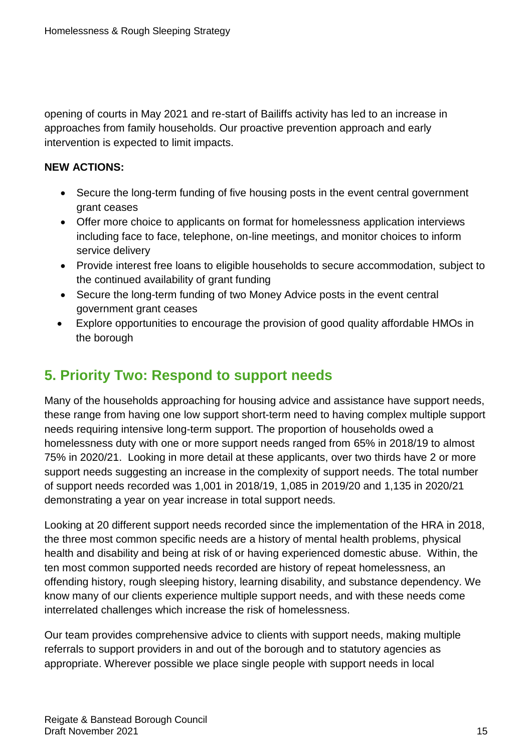opening of courts in May 2021 and re-start of Bailiffs activity has led to an increase in approaches from family households. Our proactive prevention approach and early intervention is expected to limit impacts.

**NEW ACTIONS:**

- Secure the long-term funding of five housing posts in the event central government grant ceases
- Offer more choice to applicants on format for homelessness application interviews including face to face, telephone, on-line meetings, and monitor choices to inform service delivery
- Provide interest free loans to eligible households to secure accommodation, subject to the continued availability of grant funding
- Secure the long-term funding of two Money Advice posts in the event central government grant ceases
- Explore opportunities to encourage the provision of good quality affordable HMOs in the borough

## 5. Priority Two: Respond to support needs

Many of the households approaching for housing advice and assistance have support needs, these range from having one low support short-term need to having complex multiple support needs requiring intensive long-term support. The proportion of households owed a homelessness duty with one or more support needs ranged from 65% in 2018/19 to almost 75% in 2020/21. Looking in more detail at these applicants, over two thirds have 2 or more support needs suggesting an increase in the complexity of support needs. The total number of support needs recorded was 1,001 in 2018/19, 1,085 in 2019/20 and 1,135 in 2020/21 demonstrating a year on year increase in total support needs.

Looking at 20 different support needs recorded since the implementation of the HRA in 2018, the three most common specific needs are a history of mental health problems, physical health and disability and being at risk of or having experienced domestic abuse. Within, the ten most common supported needs recorded are history of repeat homelessness, an offending history, rough sleeping history, learning disability, and substance dependency. We know many of our clients experience multiple support needs, and with these needs come interrelated challenges which increase the risk of homelessness.

Our team provides comprehensive advice to clients with support needs, making multiple referrals to support providers in and out of the borough and to statutory agencies as appropriate. Wherever possible we place single people with support needs in local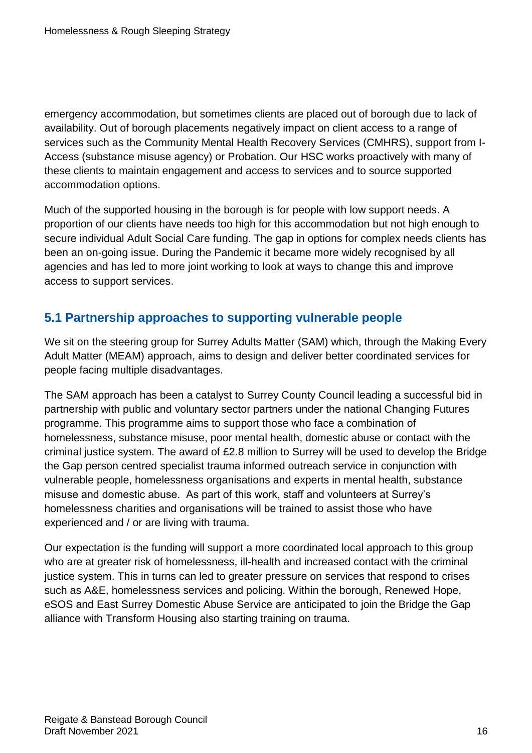emergency accommodation, but sometimes clients are placed out of borough due to lack of availability. Out of borough placements negatively impact on client access to a range of services such as the Community Mental Health Recovery Services (CMHRS), support from I-Access (substance misuse agency) or Probation. Our HSC works proactively with many of these clients to maintain engagement and access to services and to source supported accommodation options.

Much of the supported housing in the borough is for people with low support needs. A proportion of our clients have needs too high for this accommodation but not high enough to secure individual Adult Social Care funding. The gap in options for complex needs clients has been an on-going issue. During the Pandemic it became more widely recognised by all agencies and has led to more joint working to look at ways to change this and improve access to support services.

## 5.1 Partnership approaches to supporting vulnerable people

We sit on the steering group for Surrey Adults Matter (SAM) which, through the Making Every Adult Matter (MEAM) approach, aims to design and deliver better coordinated services for people facing multiple disadvantages.

The SAM approach has been a catalyst to Surrey County Council leading a successful bid in partnership with public and voluntary sector partners under the national Changing Futures programme. This programme aims to support those who face a combination of homelessness, substance misuse, poor mental health, domestic abuse or contact with the criminal justice system. The award of £2.8 million to Surrey will be used to develop the Bridge the Gap person centred specialist trauma informed outreach service in conjunction with vulnerable people, homelessness organisations and experts in mental health, substance misuse and domestic abuse. As part of this work, staff and volunteers at Surrey's homelessness charities and organisations will be trained to assist those who have experienced and / or are living with trauma.

Our expectation is the funding will support a more coordinated local approach to this group who are at greater risk of homelessness, ill-health and increased contact with the criminal justice system. This in turns can led to greater pressure on services that respond to crises such as A&E, homelessness services and policing. Within the borough, Renewed Hope, eSOS and East Surrey Domestic Abuse Service are anticipated to join the Bridge the Gap alliance with Transform Housing also starting training on trauma.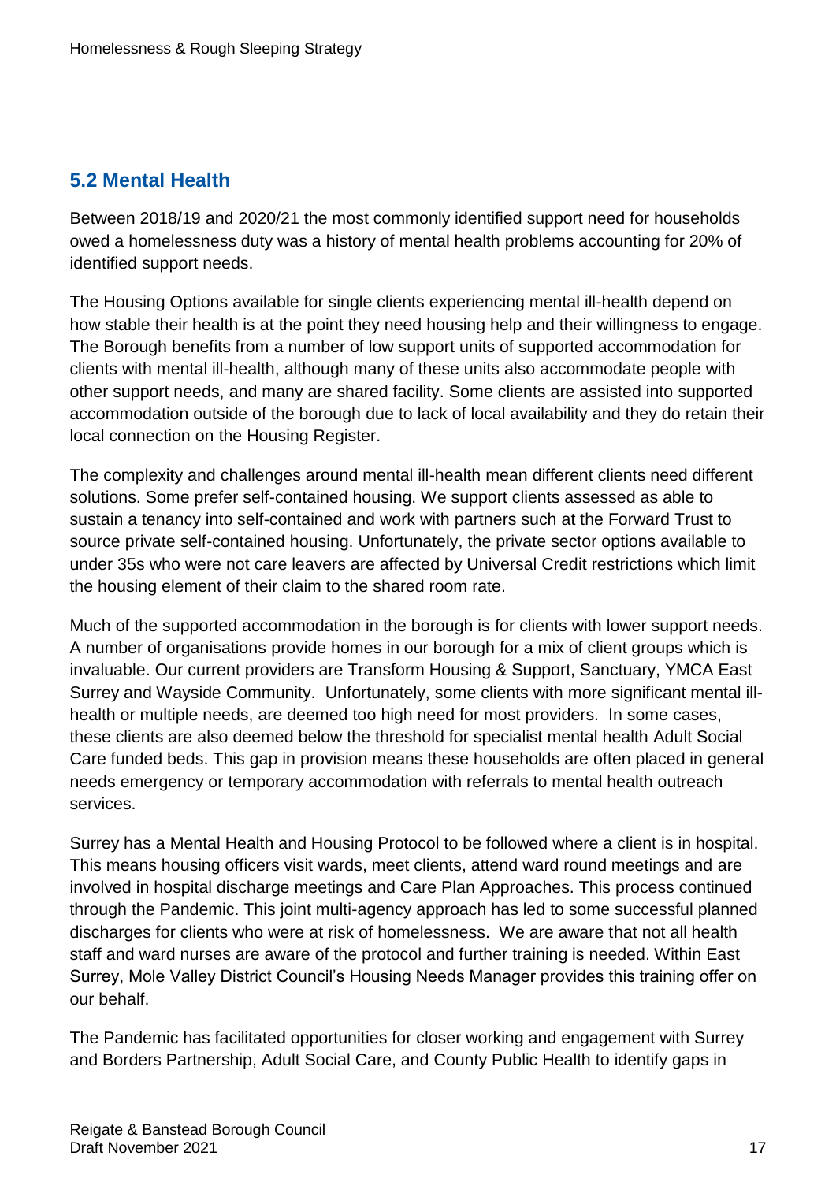## 5.2 Mental Health

Between 2018/19 and 2020/21 the most commonly identified support need for households owed a homelessness duty was a history of mental health problems accounting for 20% of identified support needs.

The Housing Options available for single clients experiencing mental ill-health depend on how stable their health is at the point they need housing help and their willingness to engage. The Borough benefits from a number of low support units of supported accommodation for clients with mental ill-health, although many of these units also accommodate people with other support needs, and many are shared facility. Some clients are assisted into supported accommodation outside of the borough due to lack of local availability and they do retain their local connection on the Housing Register.

The complexity and challenges around mental ill-health mean different clients need different solutions. Some prefer self-contained housing. We support clients assessed as able to sustain a tenancy into self-contained and work with partners such at the Forward Trust to source private self-contained housing. Unfortunately, the private sector options available to under 35s who were not care leavers are affected by Universal Credit restrictions which limit the housing element of their claim to the shared room rate.

Much of the supported accommodation in the borough is for clients with lower support needs. A number of organisations provide homes in our borough for a mix of client groups which is invaluable. Our current providers are Transform Housing & Support, Sanctuary, YMCA East Surrey and Wayside Community. Unfortunately, some clients with more significant mental ill-health or multiple needs, are deemed too high need for most providers. In some cases, these clients are also deemed below the threshold for specialist mental health Adult Social Care funded beds. This gap in provision means these households are often placed in general needs emergency or temporary accommodation with referrals to mental health outreach services.

Surrey has a Mental Health and Housing Protocol to be followed where a client is in hospital. This means housing officers visit wards, meet clients, attend ward round meetings and are involved in hospital discharge meetings and Care Plan Approaches. This process continued through the Pandemic. This joint multi-agency approach has led to some successful planned discharges for clients who were at risk of homelessness. We are aware that not all health staff and ward nurses are aware of the protocol and further training is needed. Within East Surrey, Mole Valley District Council's Housing Needs Manager provides this training offer on our behalf.

The Pandemic has facilitated opportunities for closer working and engagement with Surrey and Borders Partnership, Adult Social Care, and County Public Health to identify gaps in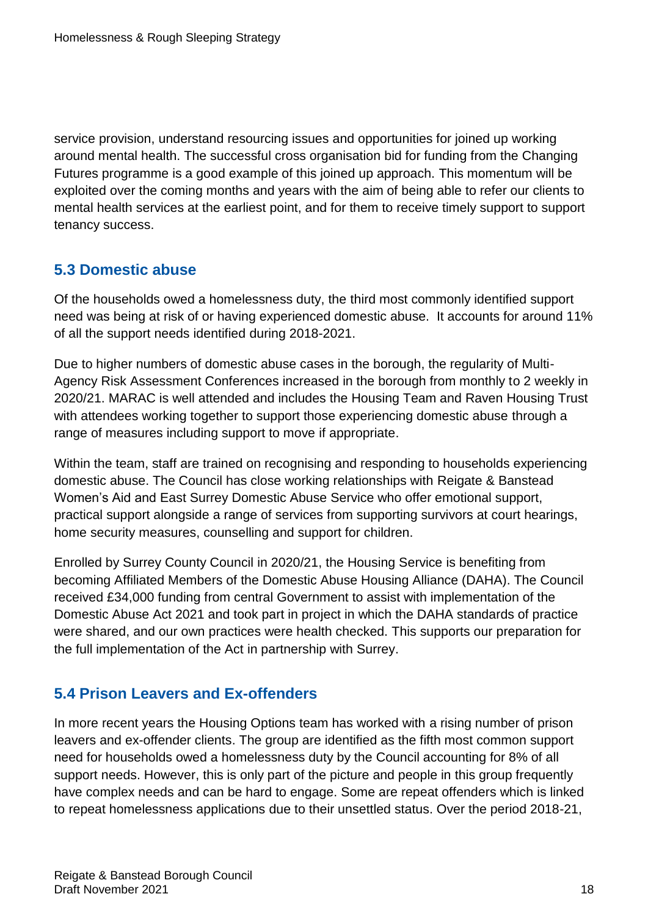service provision, understand resourcing issues and opportunities for joined up working around mental health. The successful cross organisation bid for funding from the Changing Futures programme is a good example of this joined up approach. This momentum will be exploited over the coming months and years with the aim of being able to refer our clients to mental health services at the earliest point, and for them to receive timely support to support tenancy success.

## 5.3 Domestic abuse

Of the households owed a homelessness duty, the third most commonly identified support need was being at risk of or having experienced domestic abuse. It accounts for around 11% of all the support needs identified during 2018-2021.

Due to higher numbers of domestic abuse cases in the borough, the regularity of Multi-Agency Risk Assessment Conferences increased in the borough from monthly to 2 weekly in 2020/21. MARAC is well attended and includes the Housing Team and Raven Housing Trust with attendees working together to support those experiencing domestic abuse through a range of measures including support to move if appropriate.

Within the team, staff are trained on recognising and responding to households experiencing domestic abuse. The Council has close working relationships with Reigate & Banstead Women's Aid and East Surrey Domestic Abuse Service who offer emotional support, practical support alongside a range of services from supporting survivors at court hearings, home security measures, counselling and support for children.

Enrolled by Surrey County Council in 2020/21, the Housing Service is benefiting from becoming Affiliated Members of the Domestic Abuse Housing Alliance (DAHA). The Council received £34,000 funding from central Government to assist with implementation of the Domestic Abuse Act 2021 and took part in project in which the DAHA standards of practice were shared, and our own practices were health checked. This supports our preparation for the full implementation of the Act in partnership with Surrey.

## 5.4 Prison Leavers and Ex-offenders

In more recent years the Housing Options team has worked with a rising number of prison leavers and ex-offender clients. The group are identified as the fifth most common support need for households owed a homelessness duty by the Council accounting for 8% of all support needs. However, this is only part of the picture and people in this group frequently have complex needs and can be hard to engage. Some are repeat offenders which is linked to repeat homelessness applications due to their unsettled status. Over the period 2018-21,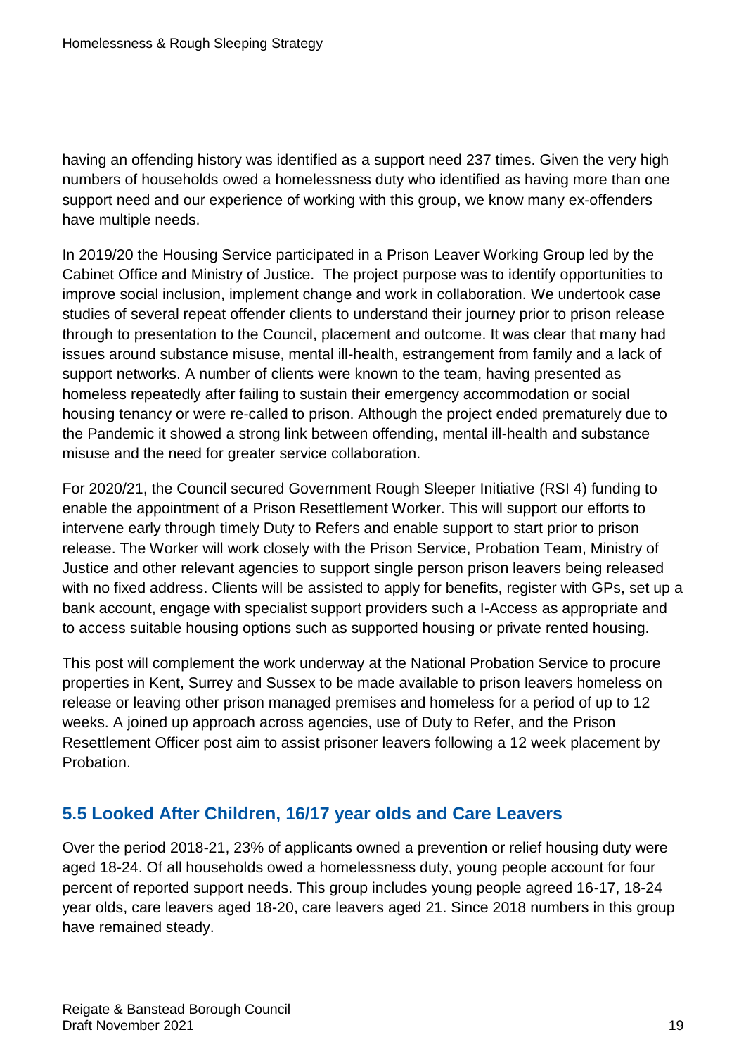having an offending history was identified as a support need 237 times. Given the very high numbers of households owed a homelessness duty who identified as having more than one support need and our experience of working with this group, we know many ex-offenders have multiple needs.

In 2019/20 the Housing Service participated in a Prison Leaver Working Group led by the Cabinet Office and Ministry of Justice. The project purpose was to identify opportunities to improve social inclusion, implement change and work in collaboration. We undertook case studies of several repeat offender clients to understand their journey prior to prison release through to presentation to the Council, placement and outcome. It was clear that many had issues around substance misuse, mental ill-health, estrangement from family and a lack of support networks. A number of clients were known to the team, having presented as homeless repeatedly after failing to sustain their emergency accommodation or social housing tenancy or were re-called to prison. Although the project ended prematurely due to the Pandemic it showed a strong link between offending, mental ill-health and substance misuse and the need for greater service collaboration.

For 2020/21, the Council secured Government Rough Sleeper Initiative (RSI 4) funding to enable the appointment of a Prison Resettlement Worker. This will support our efforts to intervene early through timely Duty to Refers and enable support to start prior to prison release. The Worker will work closely with the Prison Service, Probation Team, Ministry of Justice and other relevant agencies to support single person prison leavers being released with no fixed address. Clients will be assisted to apply for benefits, register with GPs, set up a bank account, engage with specialist support providers such a I-Access as appropriate and to access suitable housing options such as supported housing or private rented housing.

This post will complement the work underway at the National Probation Service to procure properties in Kent, Surrey and Sussex to be made available to prison leavers homeless on release or leaving other prison managed premises and homeless for a period of up to 12 weeks. A joined up approach across agencies, use of Duty to Refer, and the Prison Resettlement Officer post aim to assist prisoner leavers following a 12 week placement by Probation.

## 5.5 Looked After Children, 16/17 year olds and Care Leavers

Over the period 2018-21, 23% of applicants owned a prevention or relief housing duty were aged 18-24. Of all households owed a homelessness duty, young people account for four percent of reported support needs. This group includes young people agreed 16-17, 18-24 year olds, care leavers aged 18-20, care leavers aged 21. Since 2018 numbers in this group have remained steady.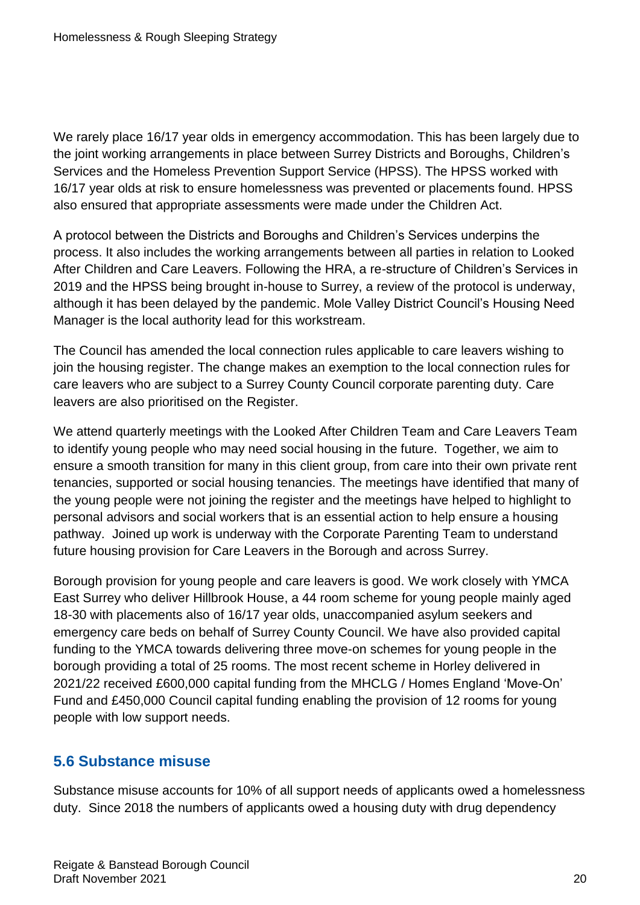We rarely place 16/17 year olds in emergency accommodation. This has been largely due to the joint working arrangements in place between Surrey Districts and Boroughs, Children's Services and the Homeless Prevention Support Service (HPSS). The HPSS worked with 16/17 year olds at risk to ensure homelessness was prevented or placements found. HPSS also ensured that appropriate assessments were made under the Children Act.

A protocol between the Districts and Boroughs and Children's Services underpins the process. It also includes the working arrangements between all parties in relation to Looked After Children and Care Leavers. Following the HRA, a re-structure of Children's Services in 2019 and the HPSS being brought in-house to Surrey, a review of the protocol is underway, although it has been delayed by the pandemic. Mole Valley District Council's Housing Need Manager is the local authority lead for this workstream.

The Council has amended the local connection rules applicable to care leavers wishing to join the housing register. The change makes an exemption to the local connection rules for care leavers who are subject to a Surrey County Council corporate parenting duty. Care leavers are also prioritised on the Register.

We attend quarterly meetings with the Looked After Children Team and Care Leavers Team to identify young people who may need social housing in the future. Together, we aim to ensure a smooth transition for many in this client group, from care into their own private rent tenancies, supported or social housing tenancies. The meetings have identified that many of the young people were not joining the register and the meetings have helped to highlight to personal advisors and social workers that is an essential action to help ensure a housing pathway. Joined up work is underway with the Corporate Parenting Team to understand future housing provision for Care Leavers in the Borough and across Surrey.

Borough provision for young people and care leavers is good. We work closely with YMCA East Surrey who deliver Hillbrook House, a 44 room scheme for young people mainly aged 18-30 with placements also of 16/17 year olds, unaccompanied asylum seekers and emergency care beds on behalf of Surrey County Council. We have also provided capital funding to the YMCA towards delivering three move-on schemes for young people in the borough providing a total of 25 rooms. The most recent scheme in Horley delivered in 2021/22 received £600,000 capital funding from the MHCLG / Homes England 'Move-On' Fund and £450,000 Council capital funding enabling the provision of 12 rooms for young people with low support needs.

## 5.6 Substance misuse

Substance misuse accounts for 10% of all support needs of applicants owed a homelessness duty. Since 2018 the numbers of applicants owed a housing duty with drug dependency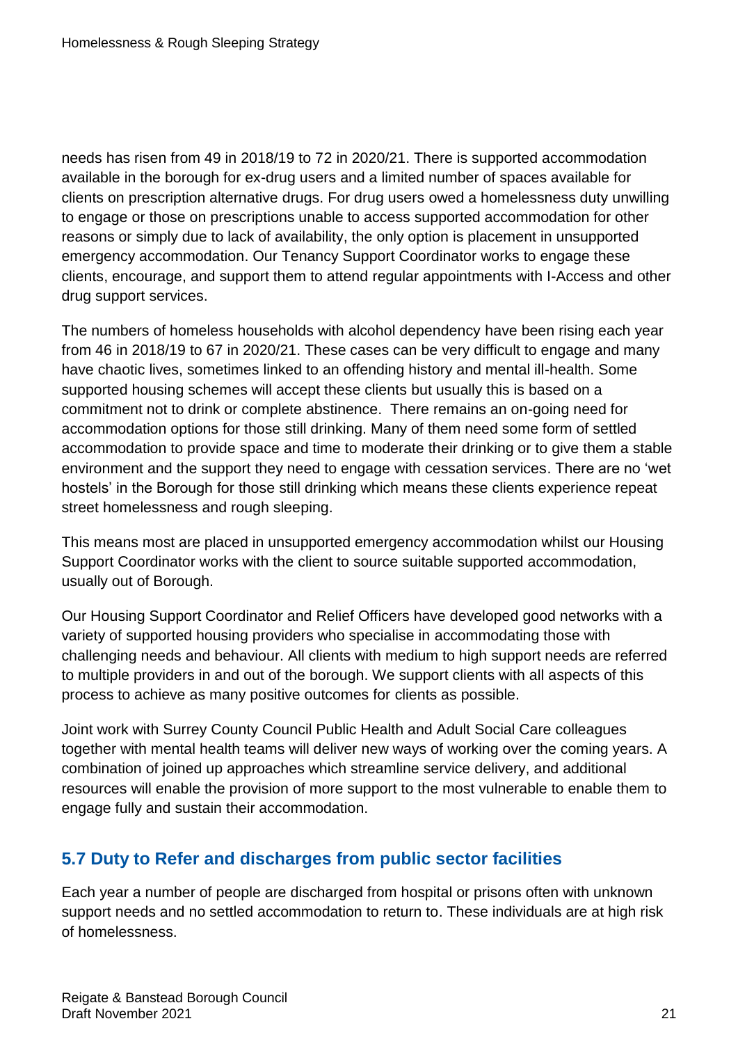needs has risen from 49 in 2018/19 to 72 in 2020/21. There is supported accommodation available in the borough for ex-drug users and a limited number of spaces available for clients on prescription alternative drugs. For drug users owed a homelessness duty unwilling to engage or those on prescriptions unable to access supported accommodation for other reasons or simply due to lack of availability, the only option is placement in unsupported emergency accommodation. Our Tenancy Support Coordinator works to engage these clients, encourage, and support them to attend regular appointments with I-Access and other drug support services.

The numbers of homeless households with alcohol dependency have been rising each year from 46 in 2018/19 to 67 in 2020/21. These cases can be very difficult to engage and many have chaotic lives, sometimes linked to an offending history and mental ill-health. Some supported housing schemes will accept these clients but usually this is based on a commitment not to drink or complete abstinence. There remains an on-going need for accommodation options for those still drinking. Many of them need some form of settled accommodation to provide space and time to moderate their drinking or to give them a stable environment and the support they need to engage with cessation services. There are no 'wet hostels' in the Borough for those still drinking which means these clients experience repeat street homelessness and rough sleeping.

This means most are placed in unsupported emergency accommodation whilst our Housing Support Coordinator works with the client to source suitable supported accommodation, usually out of Borough.

Our Housing Support Coordinator and Relief Officers have developed good networks with a variety of supported housing providers who specialise in accommodating those with challenging needs and behaviour. All clients with medium to high support needs are referred to multiple providers in and out of the borough. We support clients with all aspects of this process to achieve as many positive outcomes for clients as possible.

Joint work with Surrey County Council Public Health and Adult Social Care colleagues together with mental health teams will deliver new ways of working over the coming years. A combination of joined up approaches which streamline service delivery, and additional resources will enable the provision of more support to the most vulnerable to enable them to engage fully and sustain their accommodation.

## 5.7 Duty to Refer and discharges from public sector facilities

Each year a number of people are discharged from hospital or prisons often with unknown support needs and no settled accommodation to return to. These individuals are at high risk of homelessness.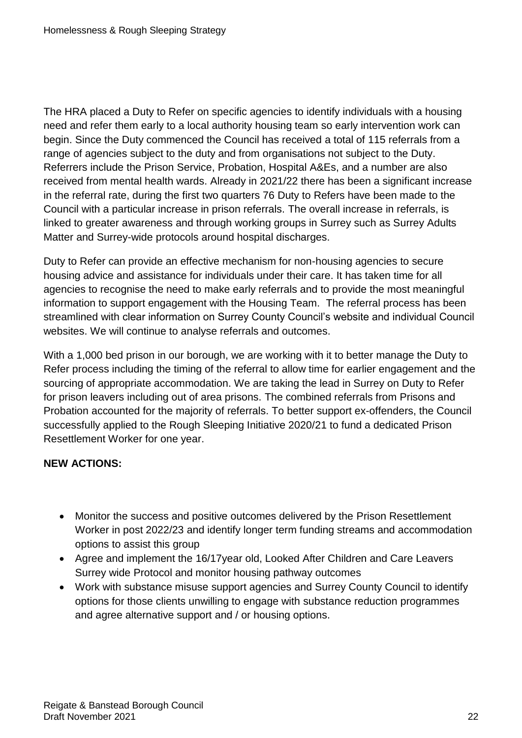The HRA placed a Duty to Refer on specific agencies to identify individuals with a housing need and refer them early to a local authority housing team so early intervention work can begin. Since the Duty commenced the Council has received a total of 115 referrals from a range of agencies subject to the duty and from organisations not subject to the Duty. Referrers include the Prison Service, Probation, Hospital A&Es, and a number are also received from mental health wards. Already in 2021/22 there has been a significant increase in the referral rate, during the first two quarters 76 Duty to Refers have been made to the Council with a particular increase in prison referrals. The overall increase in referrals, is linked to greater awareness and through working groups in Surrey such as Surrey Adults Matter and Surrey-wide protocols around hospital discharges.

Duty to Refer can provide an effective mechanism for non-housing agencies to secure housing advice and assistance for individuals under their care. It has taken time for all agencies to recognise the need to make early referrals and to provide the most meaningful information to support engagement with the Housing Team. The referral process has been streamlined with clear information on Surrey County Council's website and individual Council websites. We will continue to analyse referrals and outcomes.

With a 1,000 bed prison in our borough, we are working with it to better manage the Duty to Refer process including the timing of the referral to allow time for earlier engagement and the sourcing of appropriate accommodation. We are taking the lead in Surrey on Duty to Refer for prison leavers including out of area prisons. The combined referrals from Prisons and Probation accounted for the majority of referrals. To better support ex-offenders, the Council successfully applied to the Rough Sleeping Initiative 2020/21 to fund a dedicated Prison Resettlement Worker for one year.

**NEW ACTIONS:**

- Monitor the success and positive outcomes delivered by the Prison Resettlement Worker in post 2022/23 and identify longer term funding streams and accommodation options to assist this group
- Agree and implement the 16/17year old, Looked After Children and Care Leavers Surrey wide Protocol and monitor housing pathway outcomes
- Work with substance misuse support agencies and Surrey County Council to identify options for those clients unwilling to engage with substance reduction programmes and agree alternative support and / or housing options.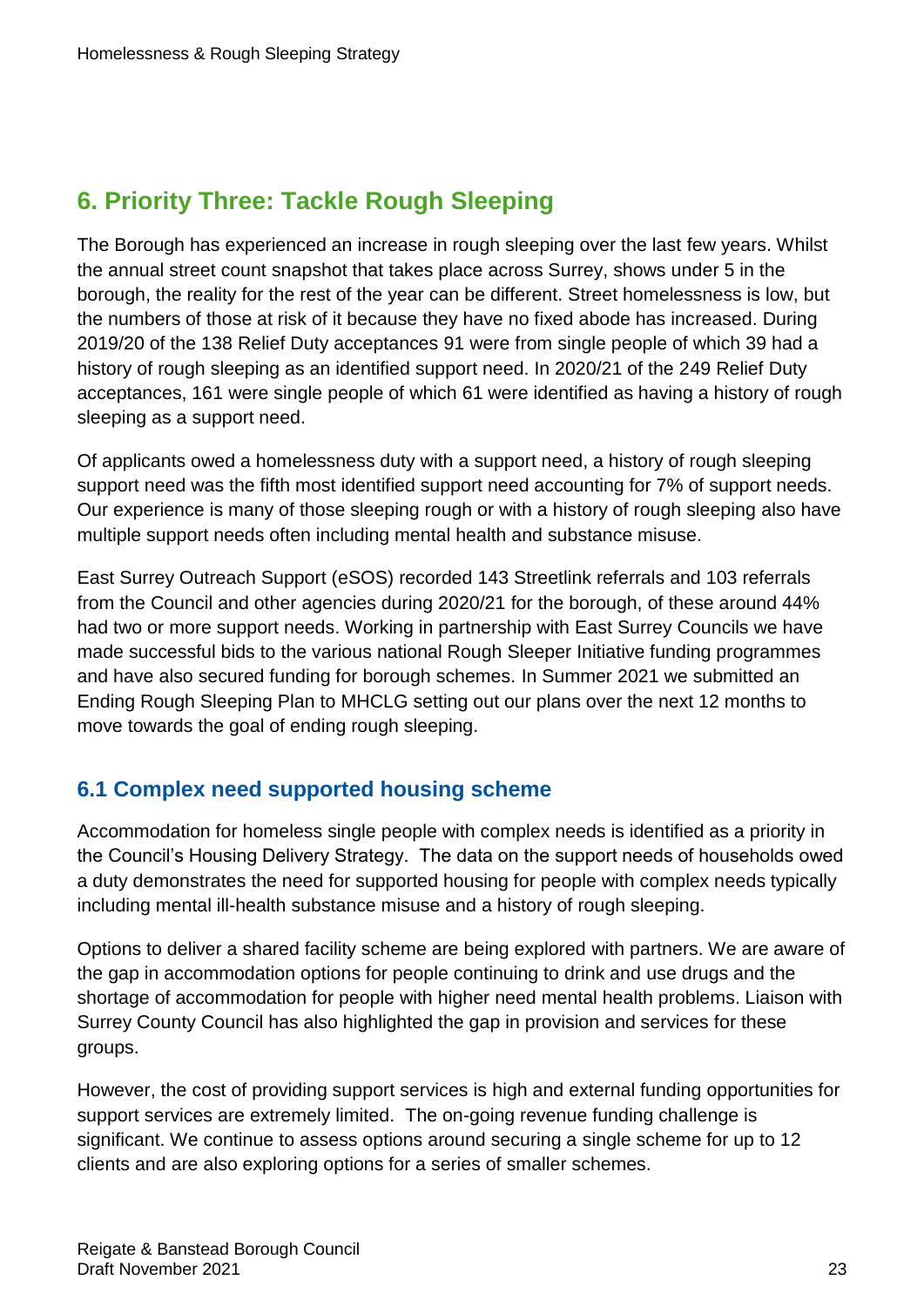## 6. Priority Three: Tackle Rough Sleeping

The Borough has experienced an increase in rough sleeping over the last few years. Whilst the annual street count snapshot that takes place across Surrey, shows under 5 in the borough, the reality for the rest of the year can be different. Street homelessness is low, but the numbers of those at risk of it because they have no fixed abode has increased. During 2019/20 of the 138 Relief Duty acceptances 91 were from single people of which 39 had a history of rough sleeping as an identified support need. In 2020/21 of the 249 Relief Duty acceptances, 161 were single people of which 61 were identified as having a history of rough sleeping as a support need.

Of applicants owed a homelessness duty with a support need, a history of rough sleeping support need was the fifth most identified support need accounting for 7% of support needs. Our experience is many of those sleeping rough or with a history of rough sleeping also have multiple support needs often including mental health and substance misuse.

East Surrey Outreach Support (eSOS) recorded 143 Streetlink referrals and 103 referrals from the Council and other agencies during 2020/21 for the borough, of these around 44% had two or more support needs. Working in partnership with East Surrey Councils we have made successful bids to the various national Rough Sleeper Initiative funding programmes and have also secured funding for borough schemes. In Summer 2021 we submitted an Ending Rough Sleeping Plan to MHCLG setting out our plans over the next 12 months to move towards the goal of ending rough sleeping.

### 6.1 Complex need supported housing scheme

Accommodation for homeless single people with complex needs is identified as a priority in the Council's Housing Delivery Strategy. The data on the support needs of households owed a duty demonstrates the need for supported housing for people with complex needs typically including mental ill-health substance misuse and a history of rough sleeping.

Options to deliver a shared facility scheme are being explored with partners. We are aware of the gap in accommodation options for people continuing to drink and use drugs and the shortage of accommodation for people with higher need mental health problems. Liaison with Surrey County Council has also highlighted the gap in provision and services for these groups.

However, the cost of providing support services is high and external funding opportunities for support services are extremely limited. The on-going revenue funding challenge is significant. We continue to assess options around securing a single scheme for up to 12 clients and are also exploring options for a series of smaller schemes.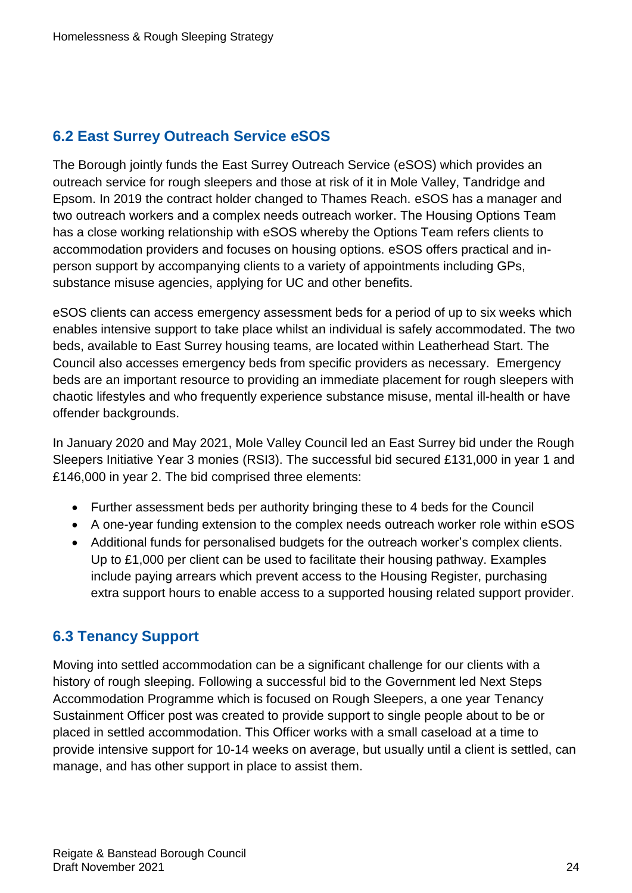## 6.2 East Surrey Outreach Service eSOS

The Borough jointly funds the East Surrey Outreach Service (eSOS) which provides an outreach service for rough sleepers and those at risk of it in Mole Valley, Tandridge and Epsom. In 2019 the contract holder changed to Thames Reach. eSOS has a manager and two outreach workers and a complex needs outreach worker. The Housing Options Team has a close working relationship with eSOS whereby the Options Team refers clients to accommodation providers and focuses on housing options. eSOS offers practical and in-person support by accompanying clients to a variety of appointments including GPs, substance misuse agencies, applying for UC and other benefits.

eSOS clients can access emergency assessment beds for a period of up to six weeks which enables intensive support to take place whilst an individual is safely accommodated. The two beds, available to East Surrey housing teams, are located within Leatherhead Start. The Council also accesses emergency beds from specific providers as necessary. Emergency beds are an important resource to providing an immediate placement for rough sleepers with chaotic lifestyles and who frequently experience substance misuse, mental ill-health or have offender backgrounds.

In January 2020 and May 2021, Mole Valley Council led an East Surrey bid under the Rough Sleepers Initiative Year 3 monies (RSI3). The successful bid secured £131,000 in year 1 and £146,000 in year 2. The bid comprised three elements:

- Further assessment beds per authority bringing these to 4 beds for the Council
- A one-year funding extension to the complex needs outreach worker role within eSOS
- Additional funds for personalised budgets for the outreach worker's complex clients. Up to £1,000 per client can be used to facilitate their housing pathway. Examples include paying arrears which prevent access to the Housing Register, purchasing extra support hours to enable access to a supported housing related support provider.

## 6.3 Tenancy Support

Moving into settled accommodation can be a significant challenge for our clients with a history of rough sleeping. Following a successful bid to the Government led Next Steps Accommodation Programme which is focused on Rough Sleepers, a one year Tenancy Sustainment Officer post was created to provide support to single people about to be or placed in settled accommodation. This Officer works with a small caseload at a time to provide intensive support for 10-14 weeks on average, but usually until a client is settled, can manage, and has other support in place to assist them.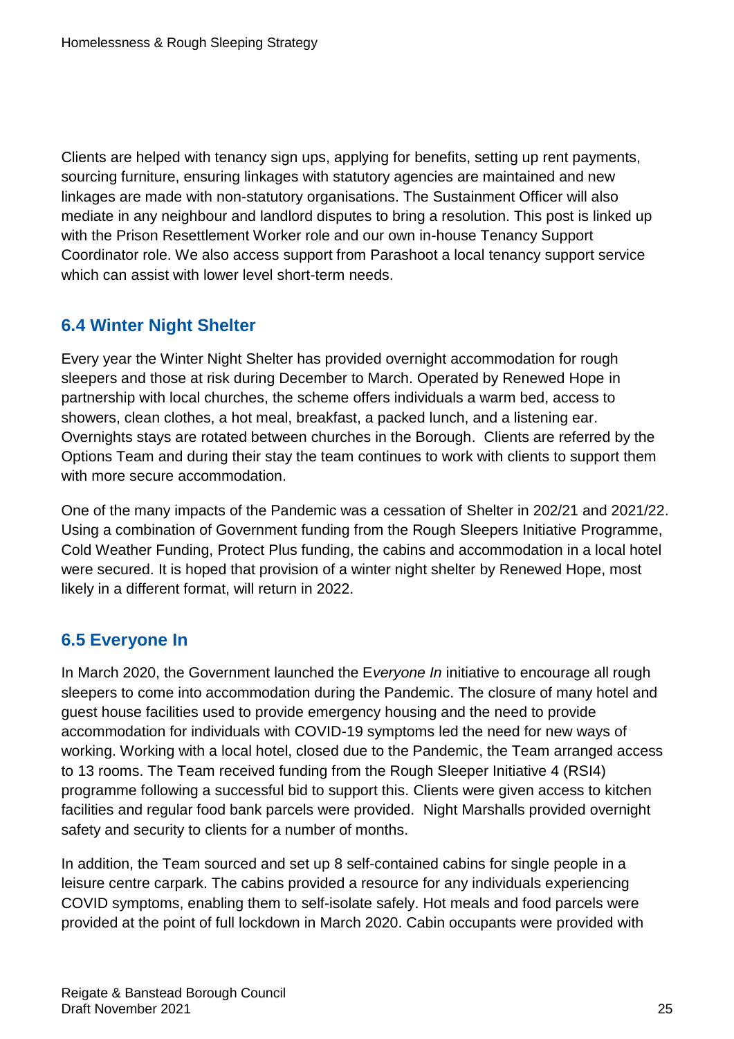Clients are helped with tenancy sign ups, applying for benefits, setting up rent payments, sourcing furniture, ensuring linkages with statutory agencies are maintained and new linkages are made with non-statutory organisations. The Sustainment Officer will also mediate in any neighbour and landlord disputes to bring a resolution. This post is linked up with the Prison Resettlement Worker role and our own in-house Tenancy Support Coordinator role. We also access support from Parashoot a local tenancy support service which can assist with lower level short-term needs.

## 6.4 Winter Night Shelter

Every year the Winter Night Shelter has provided overnight accommodation for rough sleepers and those at risk during December to March. Operated by Renewed Hope in partnership with local churches, the scheme offers individuals a warm bed, access to showers, clean clothes, a hot meal, breakfast, a packed lunch, and a listening ear. Overnights stays are rotated between churches in the Borough. Clients are referred by the Options Team and during their stay the team continues to work with clients to support them with more secure accommodation.

One of the many impacts of the Pandemic was a cessation of Shelter in 202/21 and 2021/22. Using a combination of Government funding from the Rough Sleepers Initiative Programme, Cold Weather Funding, Protect Plus funding, the cabins and accommodation in a local hotel were secured. It is hoped that provision of a winter night shelter by Renewed Hope, most likely in a different format, will return in 2022.

## 6.5 Everyone In

In March 2020, the Government launched the E*veryone In* initiative to encourage all rough sleepers to come into accommodation during the Pandemic. The closure of many hotel and guest house facilities used to provide emergency housing and the need to provide accommodation for individuals with COVID-19 symptoms led the need for new ways of working. Working with a local hotel, closed due to the Pandemic, the Team arranged access to 13 rooms. The Team received funding from the Rough Sleeper Initiative 4 (RSI4) programme following a successful bid to support this. Clients were given access to kitchen facilities and regular food bank parcels were provided. Night Marshalls provided overnight safety and security to clients for a number of months.

In addition, the Team sourced and set up 8 self-contained cabins for single people in a leisure centre carpark. The cabins provided a resource for any individuals experiencing COVID symptoms, enabling them to self-isolate safely. Hot meals and food parcels were provided at the point of full lockdown in March 2020. Cabin occupants were provided with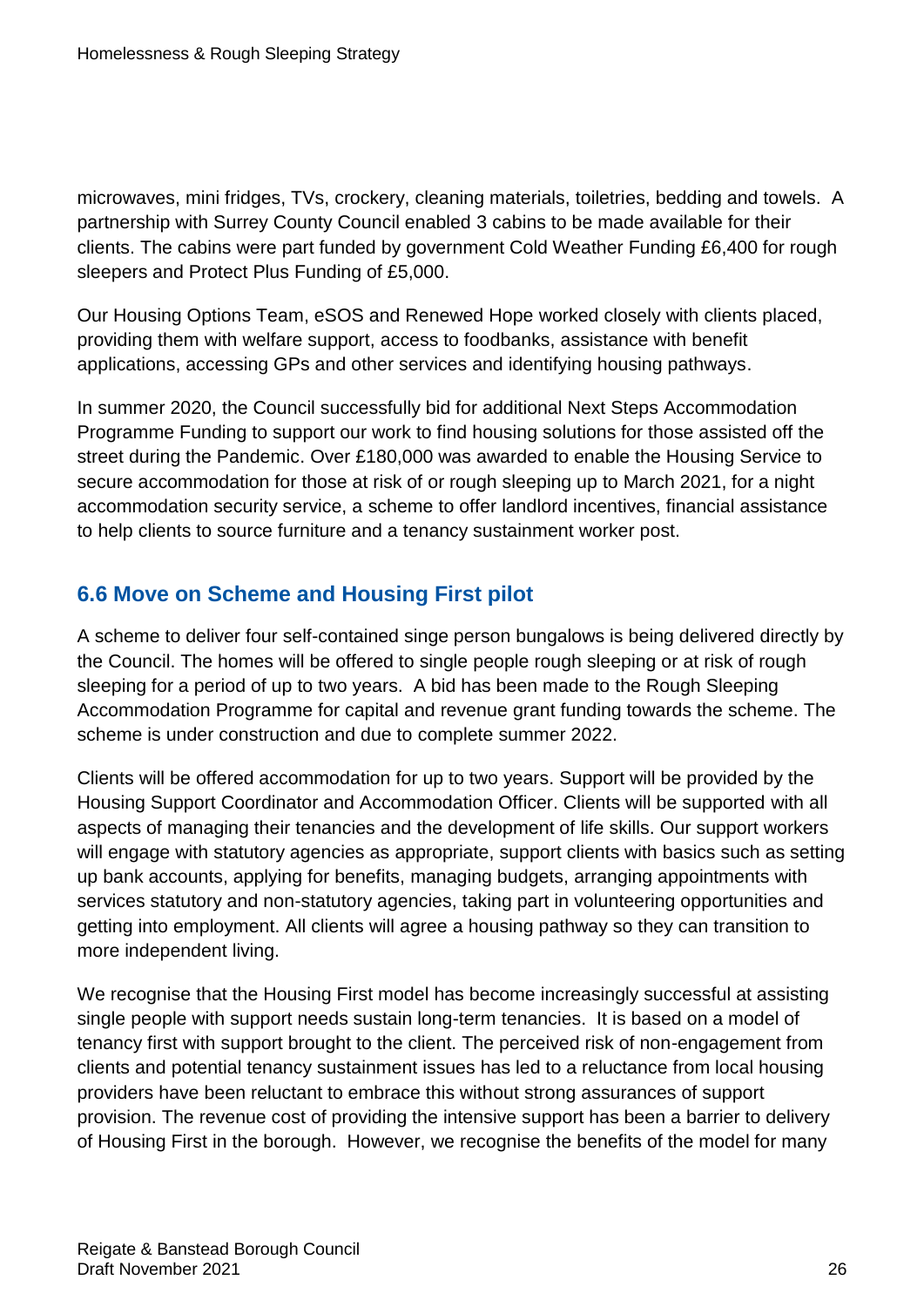microwaves, mini fridges, TVs, crockery, cleaning materials, toiletries, bedding and towels. A partnership with Surrey County Council enabled 3 cabins to be made available for their clients. The cabins were part funded by government Cold Weather Funding £6,400 for rough sleepers and Protect Plus Funding of £5,000.

Our Housing Options Team, eSOS and Renewed Hope worked closely with clients placed, providing them with welfare support, access to foodbanks, assistance with benefit applications, accessing GPs and other services and identifying housing pathways.

In summer 2020, the Council successfully bid for additional Next Steps Accommodation Programme Funding to support our work to find housing solutions for those assisted off the street during the Pandemic. Over £180,000 was awarded to enable the Housing Service to secure accommodation for those at risk of or rough sleeping up to March 2021, for a night accommodation security service, a scheme to offer landlord incentives, financial assistance to help clients to source furniture and a tenancy sustainment worker post.

## 6.6 Move on Scheme and Housing First pilot

A scheme to deliver four self-contained singe person bungalows is being delivered directly by the Council. The homes will be offered to single people rough sleeping or at risk of rough sleeping for a period of up to two years. A bid has been made to the Rough Sleeping Accommodation Programme for capital and revenue grant funding towards the scheme. The scheme is under construction and due to complete summer 2022.

Clients will be offered accommodation for up to two years. Support will be provided by the Housing Support Coordinator and Accommodation Officer. Clients will be supported with all aspects of managing their tenancies and the development of life skills. Our support workers will engage with statutory agencies as appropriate, support clients with basics such as setting up bank accounts, applying for benefits, managing budgets, arranging appointments with services statutory and non-statutory agencies, taking part in volunteering opportunities and getting into employment. All clients will agree a housing pathway so they can transition to more independent living.

We recognise that the Housing First model has become increasingly successful at assisting single people with support needs sustain long-term tenancies. It is based on a model of tenancy first with support brought to the client. The perceived risk of non-engagement from clients and potential tenancy sustainment issues has led to a reluctance from local housing providers have been reluctant to embrace this without strong assurances of support provision. The revenue cost of providing the intensive support has been a barrier to delivery of Housing First in the borough. However, we recognise the benefits of the model for many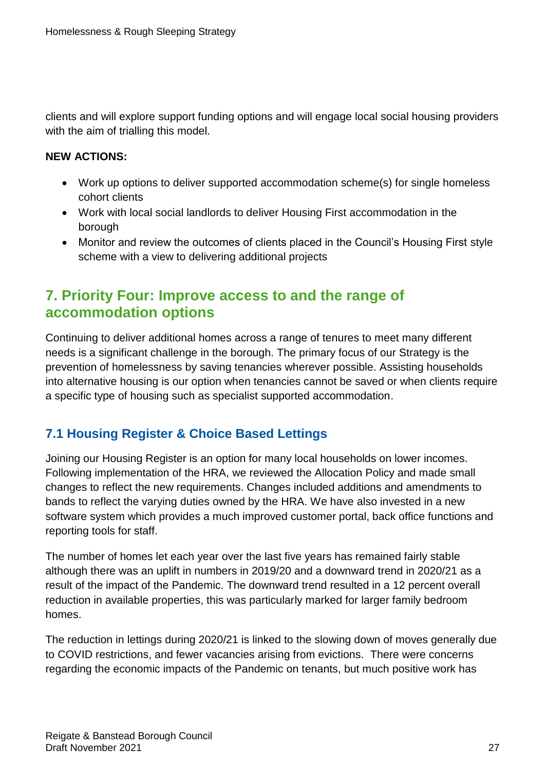clients and will explore support funding options and will engage local social housing providers with the aim of trialling this model.

**NEW ACTIONS:**

- Work up options to deliver supported accommodation scheme(s) for single homeless cohort clients
- Work with local social landlords to deliver Housing First accommodation in the borough
- Monitor and review the outcomes of clients placed in the Council's Housing First style scheme with a view to delivering additional projects

## 7. Priority Four: Improve access to and the range of accommodation options

Continuing to deliver additional homes across a range of tenures to meet many different needs is a significant challenge in the borough. The primary focus of our Strategy is the prevention of homelessness by saving tenancies wherever possible. Assisting households into alternative housing is our option when tenancies cannot be saved or when clients require a specific type of housing such as specialist supported accommodation.

### 7.1 Housing Register & Choice Based Lettings

Joining our Housing Register is an option for many local households on lower incomes. Following implementation of the HRA, we reviewed the Allocation Policy and made small changes to reflect the new requirements. Changes included additions and amendments to bands to reflect the varying duties owned by the HRA. We have also invested in a new software system which provides a much improved customer portal, back office functions and reporting tools for staff.

The number of homes let each year over the last five years has remained fairly stable although there was an uplift in numbers in 2019/20 and a downward trend in 2020/21 as a result of the impact of the Pandemic. The downward trend resulted in a 12 percent overall reduction in available properties, this was particularly marked for larger family bedroom homes.

The reduction in lettings during 2020/21 is linked to the slowing down of moves generally due to COVID restrictions, and fewer vacancies arising from evictions. There were concerns regarding the economic impacts of the Pandemic on tenants, but much positive work has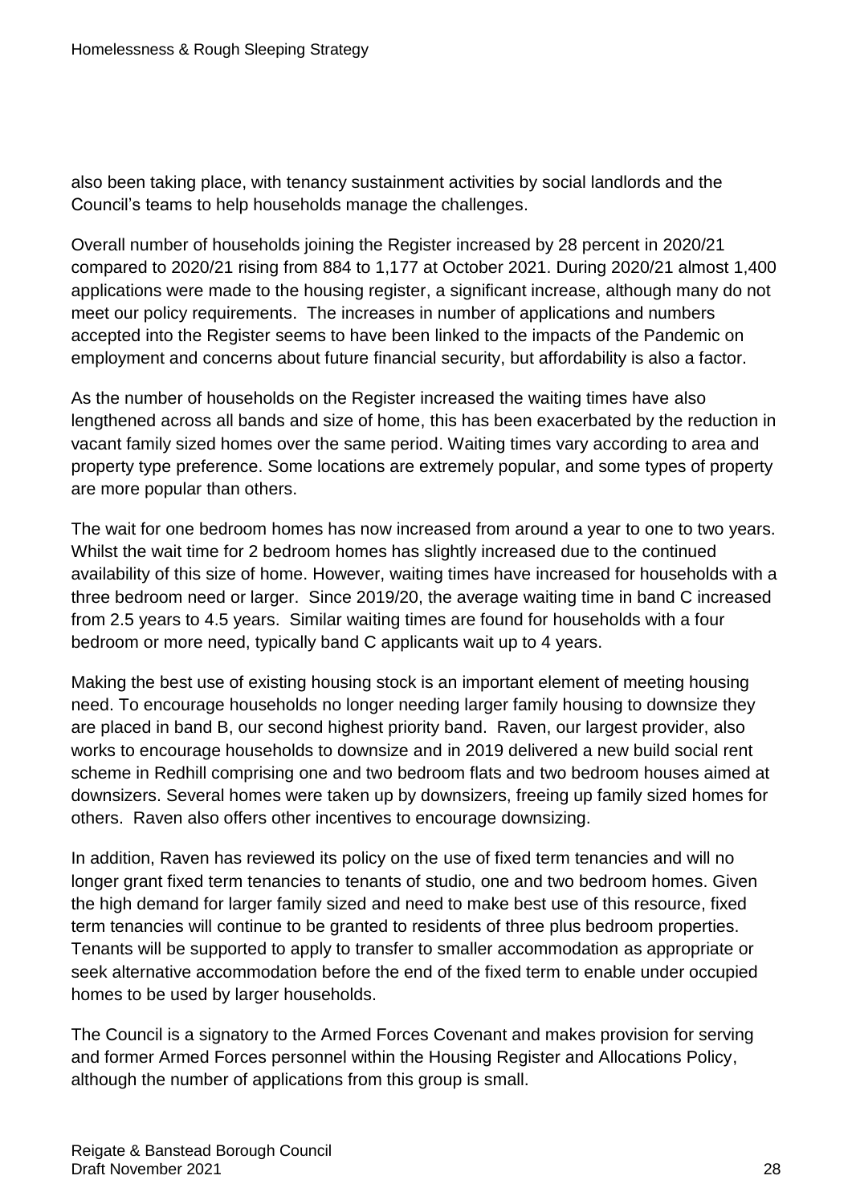also been taking place, with tenancy sustainment activities by social landlords and the Council's teams to help households manage the challenges.

Overall number of households joining the Register increased by 28 percent in 2020/21 compared to 2020/21 rising from 884 to 1,177 at October 2021. During 2020/21 almost 1,400 applications were made to the housing register, a significant increase, although many do not meet our policy requirements. The increases in number of applications and numbers accepted into the Register seems to have been linked to the impacts of the Pandemic on employment and concerns about future financial security, but affordability is also a factor.

As the number of households on the Register increased the waiting times have also lengthened across all bands and size of home, this has been exacerbated by the reduction in vacant family sized homes over the same period. Waiting times vary according to area and property type preference. Some locations are extremely popular, and some types of property are more popular than others.

The wait for one bedroom homes has now increased from around a year to one to two years. Whilst the wait time for 2 bedroom homes has slightly increased due to the continued availability of this size of home. However, waiting times have increased for households with a three bedroom need or larger. Since 2019/20, the average waiting time in band C increased from 2.5 years to 4.5 years. Similar waiting times are found for households with a four bedroom or more need, typically band C applicants wait up to 4 years.

Making the best use of existing housing stock is an important element of meeting housing need. To encourage households no longer needing larger family housing to downsize they are placed in band B, our second highest priority band. Raven, our largest provider, also works to encourage households to downsize and in 2019 delivered a new build social rent scheme in Redhill comprising one and two bedroom flats and two bedroom houses aimed at downsizers. Several homes were taken up by downsizers, freeing up family sized homes for others. Raven also offers other incentives to encourage downsizing.

In addition, Raven has reviewed its policy on the use of fixed term tenancies and will no longer grant fixed term tenancies to tenants of studio, one and two bedroom homes. Given the high demand for larger family sized and need to make best use of this resource, fixed term tenancies will continue to be granted to residents of three plus bedroom properties. Tenants will be supported to apply to transfer to smaller accommodation as appropriate or seek alternative accommodation before the end of the fixed term to enable under occupied homes to be used by larger households.

The Council is a signatory to the Armed Forces Covenant and makes provision for serving and former Armed Forces personnel within the Housing Register and Allocations Policy, although the number of applications from this group is small.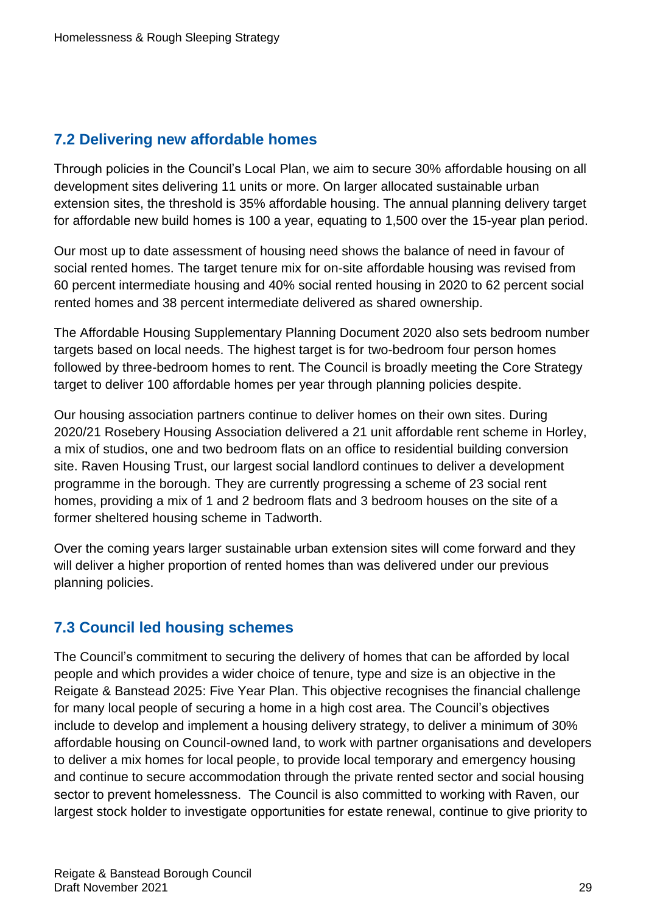## 7.2 Delivering new affordable homes

Through policies in the Council's Local Plan, we aim to secure 30% affordable housing on all development sites delivering 11 units or more. On larger allocated sustainable urban extension sites, the threshold is 35% affordable housing. The annual planning delivery target for affordable new build homes is 100 a year, equating to 1,500 over the 15-year plan period.

Our most up to date assessment of housing need shows the balance of need in favour of social rented homes. The target tenure mix for on-site affordable housing was revised from 60 percent intermediate housing and 40% social rented housing in 2020 to 62 percent social rented homes and 38 percent intermediate delivered as shared ownership.

The Affordable Housing Supplementary Planning Document 2020 also sets bedroom number targets based on local needs. The highest target is for two-bedroom four person homes followed by three-bedroom homes to rent. The Council is broadly meeting the Core Strategy target to deliver 100 affordable homes per year through planning policies despite.

Our housing association partners continue to deliver homes on their own sites. During 2020/21 Rosebery Housing Association delivered a 21 unit affordable rent scheme in Horley, a mix of studios, one and two bedroom flats on an office to residential building conversion site. Raven Housing Trust, our largest social landlord continues to deliver a development programme in the borough. They are currently progressing a scheme of 23 social rent homes, providing a mix of 1 and 2 bedroom flats and 3 bedroom houses on the site of a former sheltered housing scheme in Tadworth.

Over the coming years larger sustainable urban extension sites will come forward and they will deliver a higher proportion of rented homes than was delivered under our previous planning policies.

## 7.3 Council led housing schemes

The Council's commitment to securing the delivery of homes that can be afforded by local people and which provides a wider choice of tenure, type and size is an objective in the Reigate & Banstead 2025: Five Year Plan. This objective recognises the financial challenge for many local people of securing a home in a high cost area. The Council's objectives include to develop and implement a housing delivery strategy, to deliver a minimum of 30% affordable housing on Council-owned land, to work with partner organisations and developers to deliver a mix homes for local people, to provide local temporary and emergency housing and continue to secure accommodation through the private rented sector and social housing sector to prevent homelessness. The Council is also committed to working with Raven, our largest stock holder to investigate opportunities for estate renewal, continue to give priority to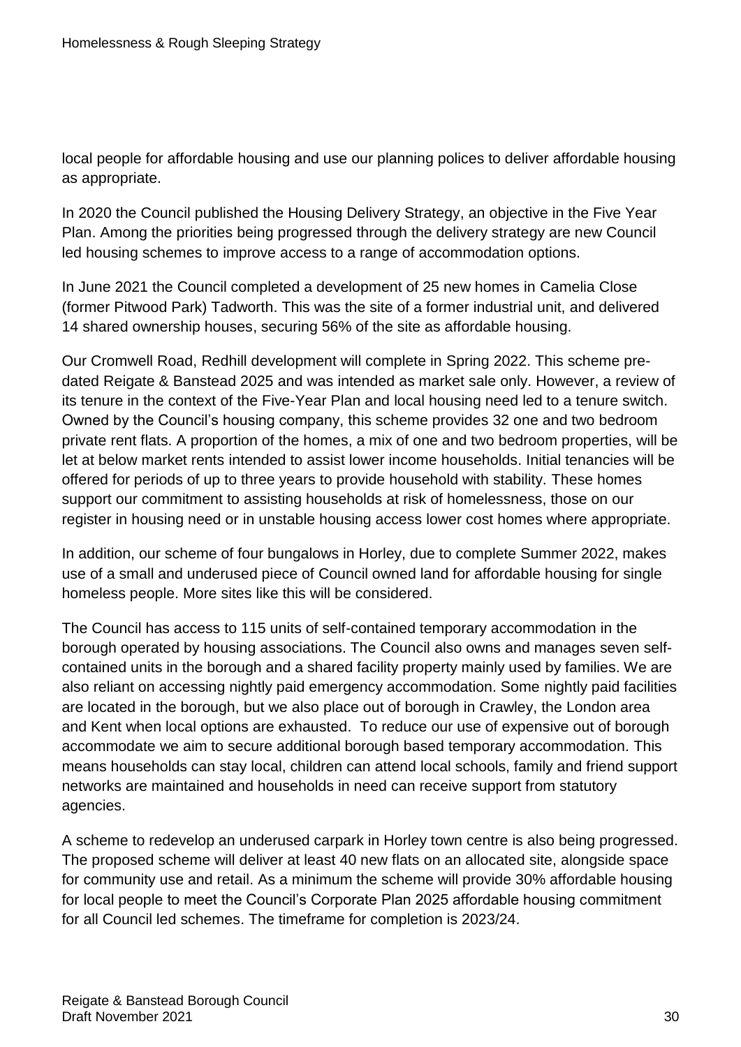local people for affordable housing and use our planning polices to deliver affordable housing as appropriate.

In 2020 the Council published the Housing Delivery Strategy, an objective in the Five Year Plan. Among the priorities being progressed through the delivery strategy are new Council led housing schemes to improve access to a range of accommodation options.

In June 2021 the Council completed a development of 25 new homes in Camelia Close (former Pitwood Park) Tadworth. This was the site of a former industrial unit, and delivered 14 shared ownership houses, securing 56% of the site as affordable housing.

Our Cromwell Road, Redhill development will complete in Spring 2022. This scheme pre-dated Reigate & Banstead 2025 and was intended as market sale only. However, a review of its tenure in the context of the Five-Year Plan and local housing need led to a tenure switch. Owned by the Council's housing company, this scheme provides 32 one and two bedroom private rent flats. A proportion of the homes, a mix of one and two bedroom properties, will be let at below market rents intended to assist lower income households. Initial tenancies will be offered for periods of up to three years to provide household with stability. These homes support our commitment to assisting households at risk of homelessness, those on our register in housing need or in unstable housing access lower cost homes where appropriate.

In addition, our scheme of four bungalows in Horley, due to complete Summer 2022, makes use of a small and underused piece of Council owned land for affordable housing for single homeless people. More sites like this will be considered.

The Council has access to 115 units of self-contained temporary accommodation in the borough operated by housing associations. The Council also owns and manages seven self-contained units in the borough and a shared facility property mainly used by families. We are also reliant on accessing nightly paid emergency accommodation. Some nightly paid facilities are located in the borough, but we also place out of borough in Crawley, the London area and Kent when local options are exhausted. To reduce our use of expensive out of borough accommodate we aim to secure additional borough based temporary accommodation. This means households can stay local, children can attend local schools, family and friend support networks are maintained and households in need can receive support from statutory agencies.

A scheme to redevelop an underused carpark in Horley town centre is also being progressed. The proposed scheme will deliver at least 40 new flats on an allocated site, alongside space for community use and retail. As a minimum the scheme will provide 30% affordable housing for local people to meet the Council's Corporate Plan 2025 affordable housing commitment for all Council led schemes. The timeframe for completion is 2023/24.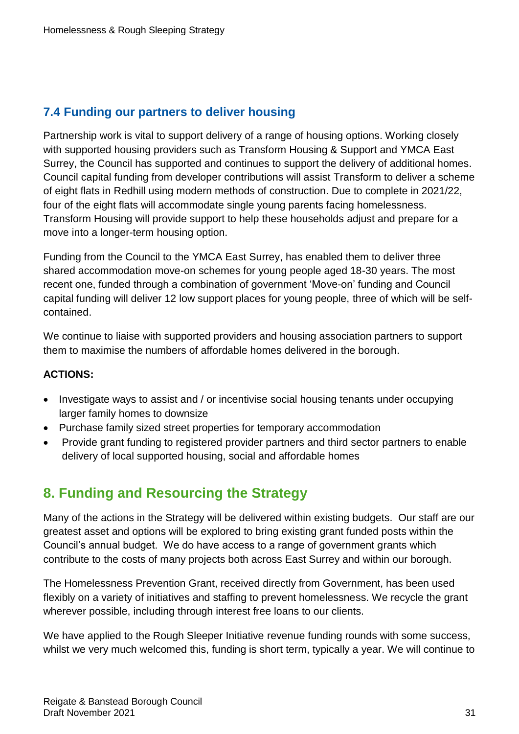## 7.4 Funding our partners to deliver housing

Partnership work is vital to support delivery of a range of housing options. Working closely with supported housing providers such as Transform Housing & Support and YMCA East Surrey, the Council has supported and continues to support the delivery of additional homes. Council capital funding from developer contributions will assist Transform to deliver a scheme of eight flats in Redhill using modern methods of construction. Due to complete in 2021/22, four of the eight flats will accommodate single young parents facing homelessness. Transform Housing will provide support to help these households adjust and prepare for a move into a longer-term housing option.

Funding from the Council to the YMCA East Surrey, has enabled them to deliver three shared accommodation move-on schemes for young people aged 18-30 years. The most recent one, funded through a combination of government 'Move-on' funding and Council capital funding will deliver 12 low support places for young people, three of which will be self-contained.

We continue to liaise with supported providers and housing association partners to support them to maximise the numbers of affordable homes delivered in the borough.

**ACTIONS:**

- Investigate ways to assist and / or incentivise social housing tenants under occupying larger family homes to downsize
- Purchase family sized street properties for temporary accommodation
- Provide grant funding to registered provider partners and third sector partners to enable delivery of local supported housing, social and affordable homes

# 8. Funding and Resourcing the Strategy

Many of the actions in the Strategy will be delivered within existing budgets. Our staff are our greatest asset and options will be explored to bring existing grant funded posts within the Council's annual budget. We do have access to a range of government grants which contribute to the costs of many projects both across East Surrey and within our borough.

The Homelessness Prevention Grant, received directly from Government, has been used flexibly on a variety of initiatives and staffing to prevent homelessness. We recycle the grant wherever possible, including through interest free loans to our clients.

We have applied to the Rough Sleeper Initiative revenue funding rounds with some success, whilst we very much welcomed this, funding is short term, typically a year. We will continue to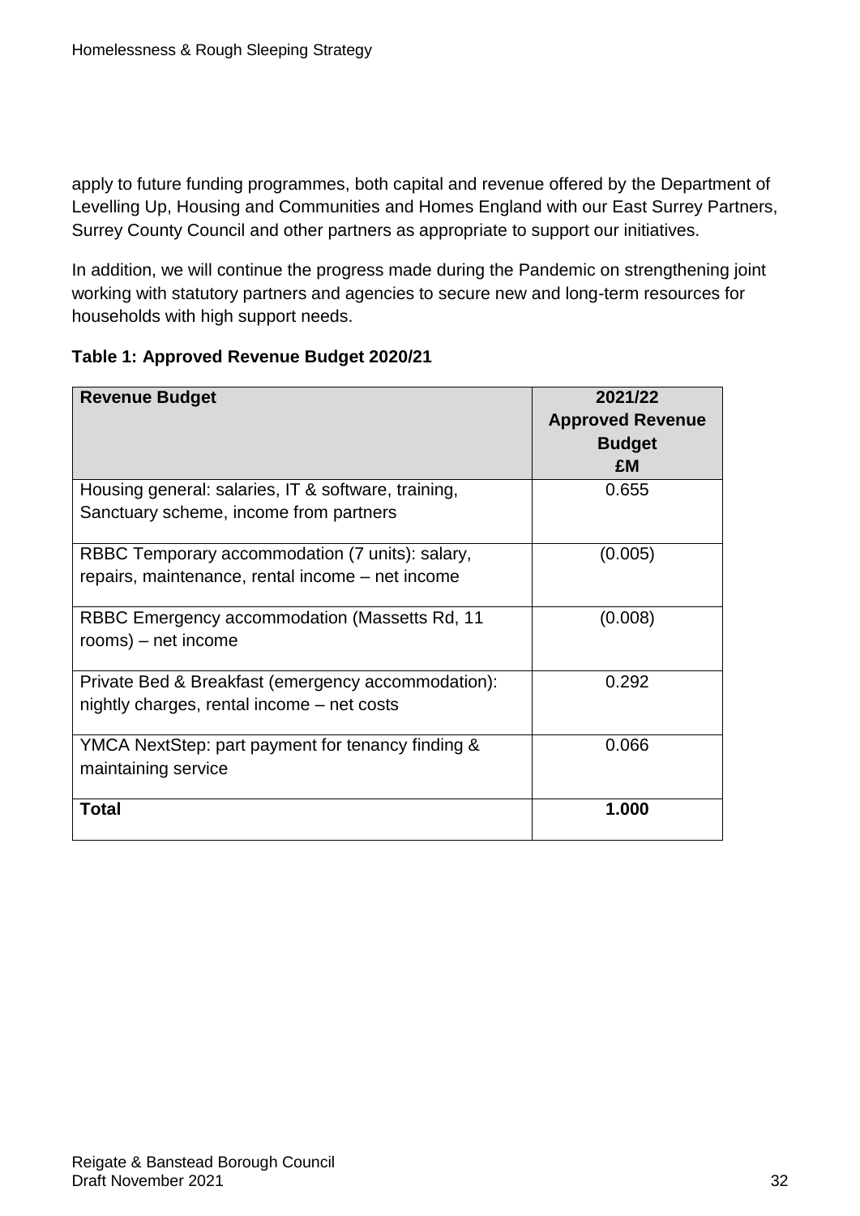apply to future funding programmes, both capital and revenue offered by the Department of Levelling Up, Housing and Communities and Homes England with our East Surrey Partners, Surrey County Council and other partners as appropriate to support our initiatives.

In addition, we will continue the progress made during the Pandemic on strengthening joint working with statutory partners and agencies to secure new and long-term resources for households with high support needs.

**Table 1: Approved Revenue Budget 2020/21**

| Revenue Budget | 2021/22 Approved Revenue Budget £M |
|---|---|
| Housing general: salaries, IT & software, training, Sanctuary scheme, income from partners | 0.655 |
| RBBC Temporary accommodation (7 units): salary, repairs, maintenance, rental income – net income | (0.005) |
| RBBC Emergency accommodation (Massetts Rd, 11 rooms) – net income | (0.008) |
| Private Bed & Breakfast (emergency accommodation): nightly charges, rental income – net costs | 0.292 |
| YMCA NextStep: part payment for tenancy finding & maintaining service | 0.066 |
| **Total** | **1.000** |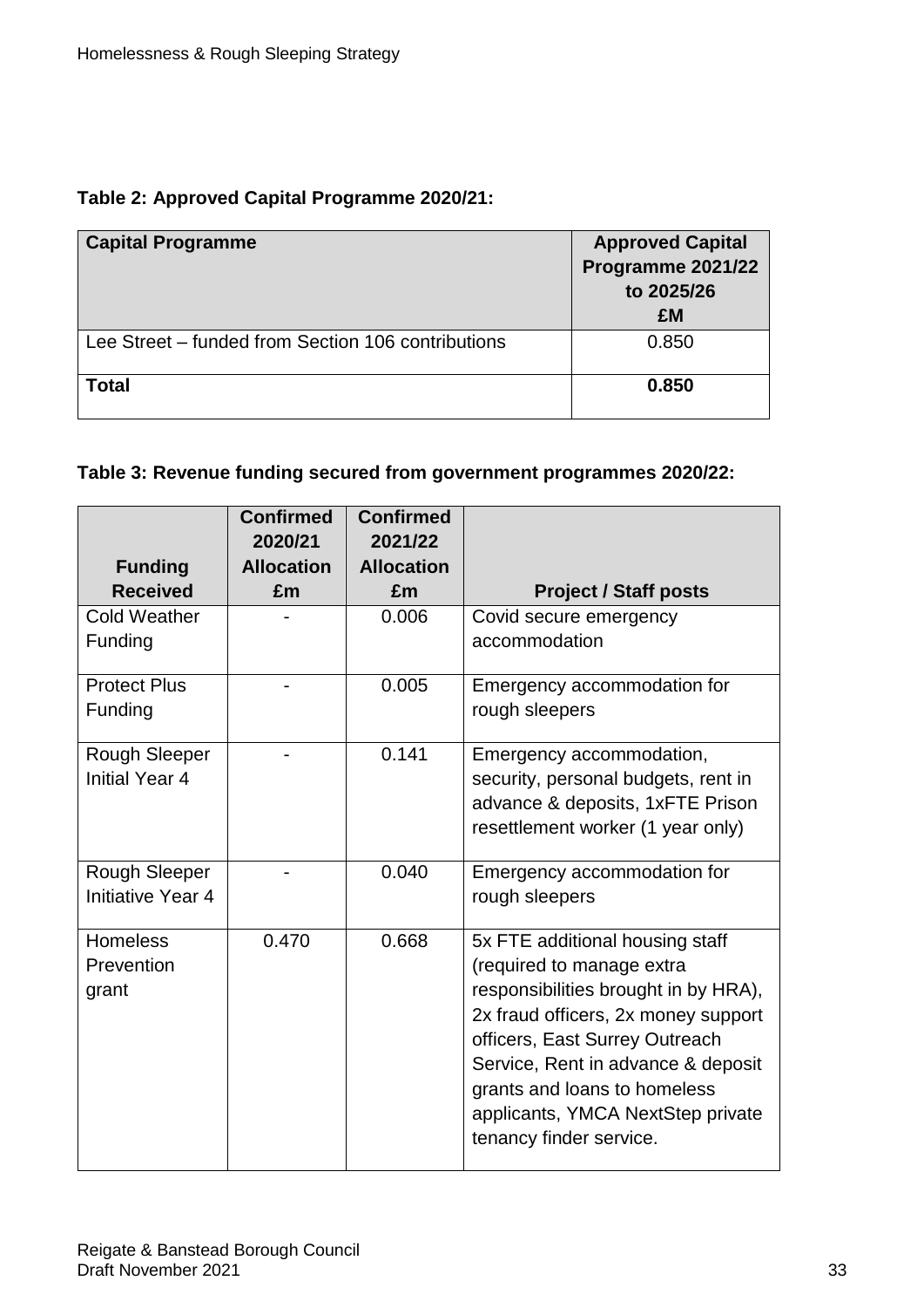**Table 2: Approved Capital Programme 2020/21:**

| Capital Programme | Approved Capital Programme 2021/22 to 2025/26 £M |
|---|---|
| Lee Street – funded from Section 106 contributions | 0.850 |
| **Total** | **0.850** |

**Table 3: Revenue funding secured from government programmes 2020/22:**

| Funding Received | Confirmed 2020/21 Allocation £m | Confirmed 2021/22 Allocation £m | Project / Staff posts |
|---|---|---|---|
| Cold Weather Funding | - | 0.006 | Covid secure emergency accommodation |
| Protect Plus Funding | - | 0.005 | Emergency accommodation for rough sleepers |
| Rough Sleeper Initial Year 4 | - | 0.141 | Emergency accommodation, security, personal budgets, rent in advance & deposits, 1xFTE Prison resettlement worker (1 year only) |
| Rough Sleeper Initiative Year 4 | - | 0.040 | Emergency accommodation for rough sleepers |
| Homeless Prevention grant | 0.470 | 0.668 | 5x FTE additional housing staff (required to manage extra responsibilities brought in by HRA), 2x fraud officers, 2x money support officers, East Surrey Outreach Service, Rent in advance & deposit grants and loans to homeless applicants, YMCA NextStep private tenancy finder service. |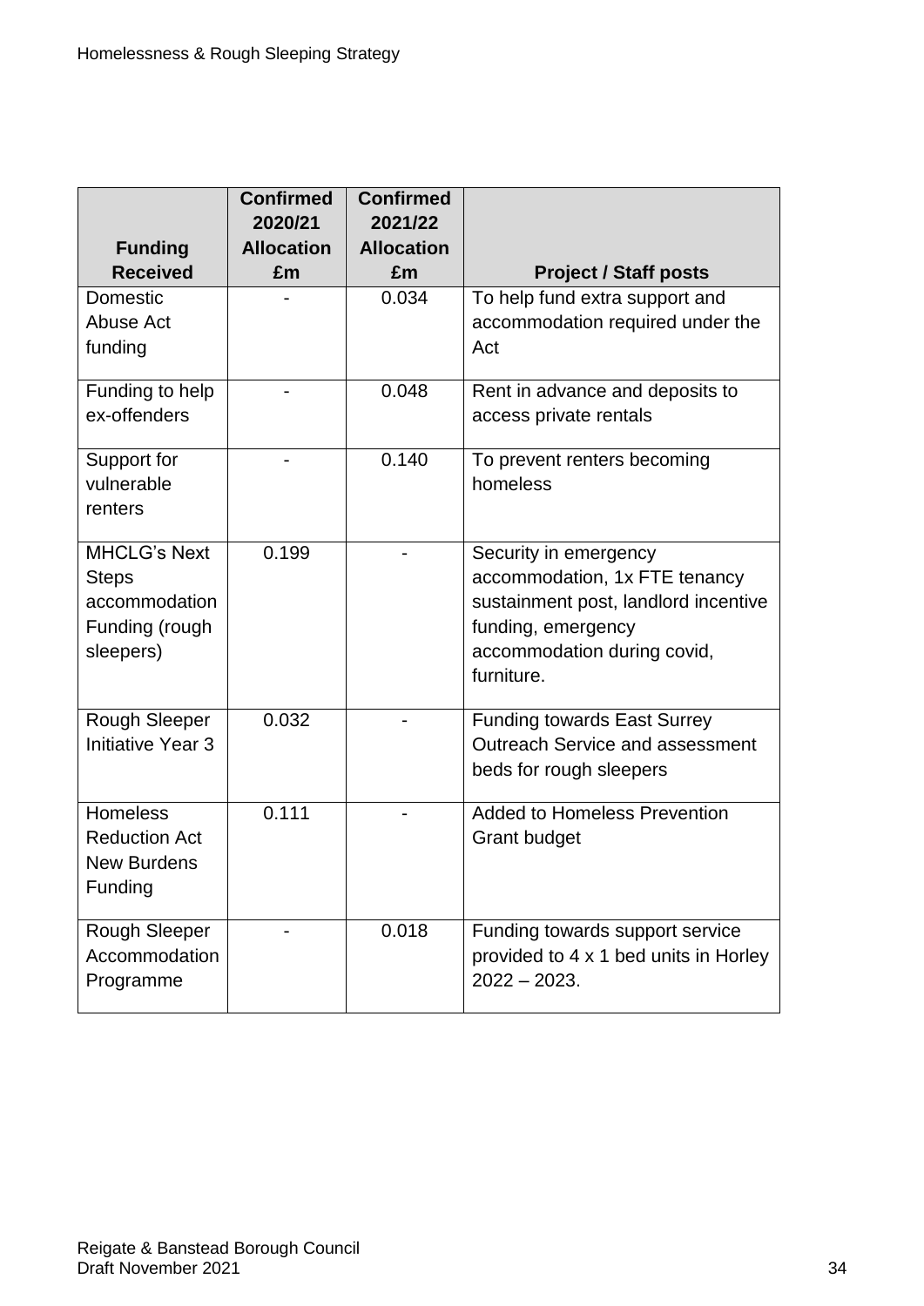| Funding Received | Confirmed 2020/21 Allocation £m | Confirmed 2021/22 Allocation £m | Project / Staff posts |
|---|---|---|---|
| Domestic Abuse Act funding | - | 0.034 | To help fund extra support and accommodation required under the Act |
| Funding to help ex-offenders | - | 0.048 | Rent in advance and deposits to access private rentals |
| Support for vulnerable renters | - | 0.140 | To prevent renters becoming homeless |
| MHCLG's Next Steps accommodation Funding (rough sleepers) | 0.199 | - | Security in emergency accommodation, 1x FTE tenancy sustainment post, landlord incentive funding, emergency accommodation during covid, furniture. |
| Rough Sleeper Initiative Year 3 | 0.032 | - | Funding towards East Surrey Outreach Service and assessment beds for rough sleepers |
| Homeless Reduction Act New Burdens Funding | 0.111 | - | Added to Homeless Prevention Grant budget |
| Rough Sleeper Accommodation Programme | - | 0.018 | Funding towards support service provided to 4 x 1 bed units in Horley 2022 – 2023. |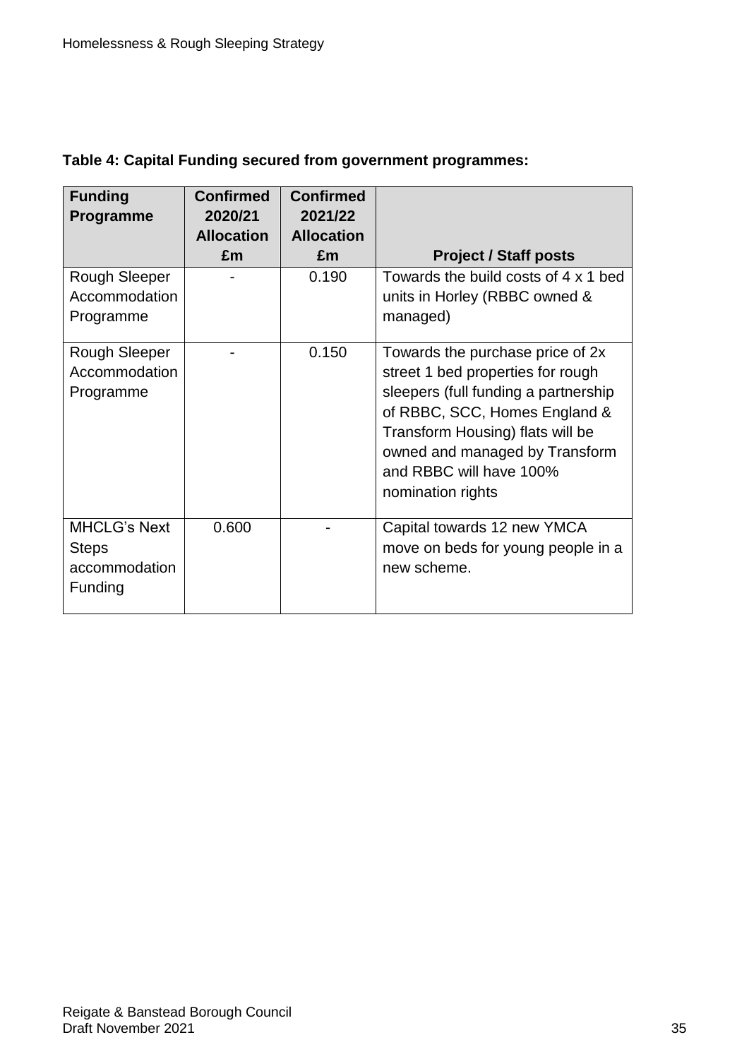**Table 4: Capital Funding secured from government programmes:**

| Funding Programme | Confirmed 2020/21 Allocation £m | Confirmed 2021/22 Allocation £m | Project / Staff posts |
|---|---|---|---|
| Rough Sleeper Accommodation Programme | - | 0.190 | Towards the build costs of 4 x 1 bed units in Horley (RBBC owned & managed) |
| Rough Sleeper Accommodation Programme | - | 0.150 | Towards the purchase price of 2x street 1 bed properties for rough sleepers (full funding a partnership of RBBC, SCC, Homes England & Transform Housing) flats will be owned and managed by Transform and RBBC will have 100% nomination rights |
| MHCLG's Next Steps accommodation Funding | 0.600 | - | Capital towards 12 new YMCA move on beds for young people in a new scheme. |